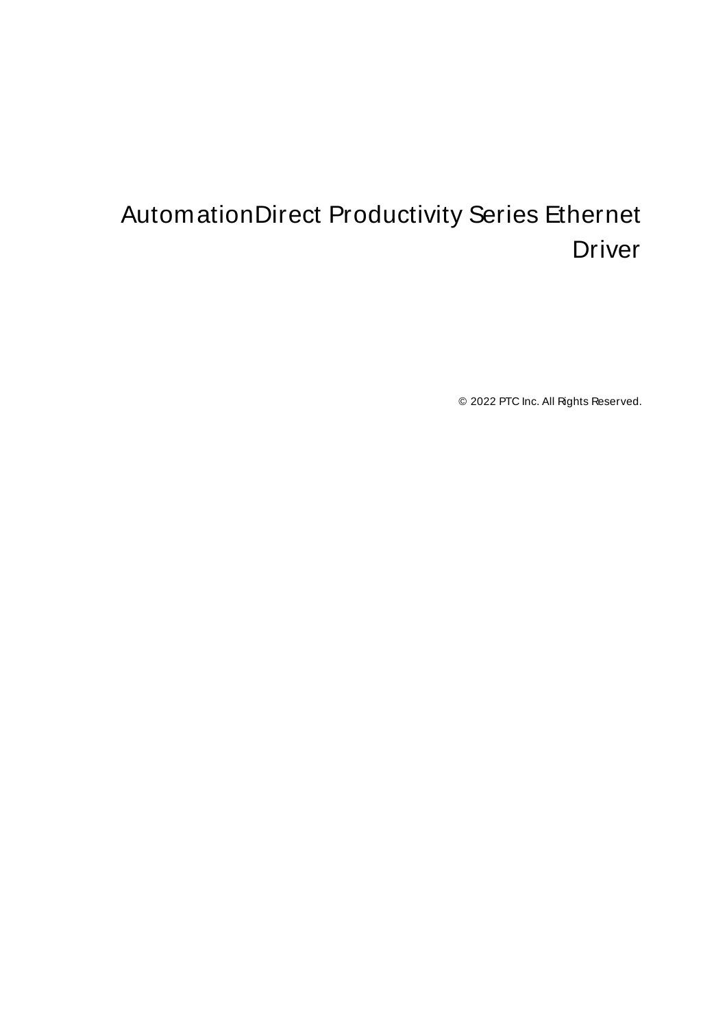# AutomationDirect Productivity Series Ethernet Driver

© 2022 PTC Inc. All Rights Reserved.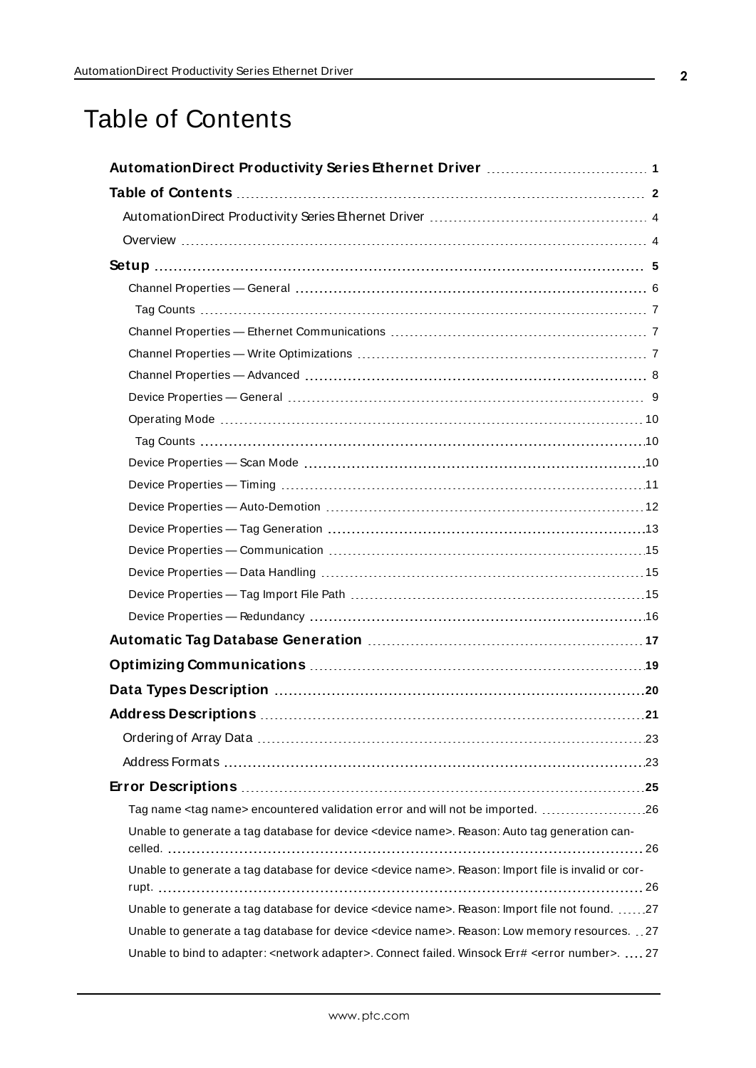# Table of Contents

**AutomationDirect Productivity Series Ethernet Driver** 1

**Table of Contents** 2

- AutomationDirect Productivity Series Ethernet Driver 4
- Overview 4

**Setup** 5

- Channel Properties — General 6
  - Tag Counts 7
- Channel Properties — Ethernet Communications 7
- Channel Properties — Write Optimizations 7
- Channel Properties — Advanced 8
- Device Properties — General 9
- Operating Mode 10
  - Tag Counts 10
- Device Properties — Scan Mode 10
- Device Properties — Timing 11
- Device Properties — Auto-Demotion 12
- Device Properties — Tag Generation 13
- Device Properties — Communication 15
- Device Properties — Data Handling 15
- Device Properties — Tag Import File Path 15
- Device Properties — Redundancy 16

**Automatic Tag Database Generation** 17

**Optimizing Communications** 19

**Data Types Description** 20

**Address Descriptions** 21

- Ordering of Array Data 23
- Address Formats 23

**Error Descriptions** 25

- Tag name <tag name> encountered validation error and will not be imported. 26
- Unable to generate a tag database for device <device name>. Reason: Auto tag generation cancelled. 26
- Unable to generate a tag database for device <device name>. Reason: Import file is invalid or corrupt. 26
- Unable to generate a tag database for device <device name>. Reason: Import file not found. 27
- Unable to generate a tag database for device <device name>. Reason: Low memory resources. 27
- Unable to bind to adapter: <network adapter>. Connect failed. Winsock Err# <error number>. 27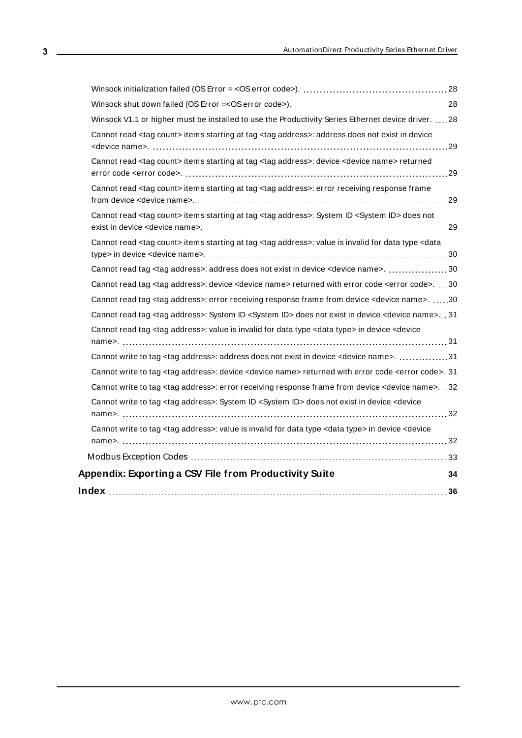Winsock initialization failed (OS Error = <OS error code>). 28

Winsock shut down failed (OS Error =<OS error code>). 28

Winsock V1.1 or higher must be installed to use the Productivity Series Ethernet device driver. 28

Cannot read <tag count> items starting at tag <tag address>: address does not exist in device <device name>. 29

Cannot read <tag count> items starting at tag <tag address>: device <device name> returned error code <error code>. 29

Cannot read <tag count> items starting at tag <tag address>: error receiving response frame from device <device name>. 29

Cannot read <tag count> items starting at tag <tag address>: System ID <System ID> does not exist in device <device name>. 29

Cannot read <tag count> items starting at tag <tag address>: value is invalid for data type <data type> in device <device name>. 30

Cannot read tag <tag address>: address does not exist in device <device name>. 30

Cannot read tag <tag address>: device <device name> returned with error code <error code>. 30

Cannot read tag <tag address>: error receiving response frame from device <device name>. 30

Cannot read tag <tag address>: System ID <System ID> does not exist in device <device name>. 31

Cannot read tag <tag address>: value is invalid for data type <data type> in device <device name>. 31

Cannot write to tag <tag address>: address does not exist in device <device name>. 31

Cannot write to tag <tag address>: device <device name> returned with error code <error code>. 31

Cannot write to tag <tag address>: error receiving response frame from device <device name>. 32

Cannot write to tag <tag address>: System ID <System ID> does not exist in device <device name>. 32

Cannot write to tag <tag address>: value is invalid for data type <data type> in device <device name>. 32

Modbus Exception Codes 33

**Appendix: Exporting a CSV File from Productivity Suite 34**

**Index 36**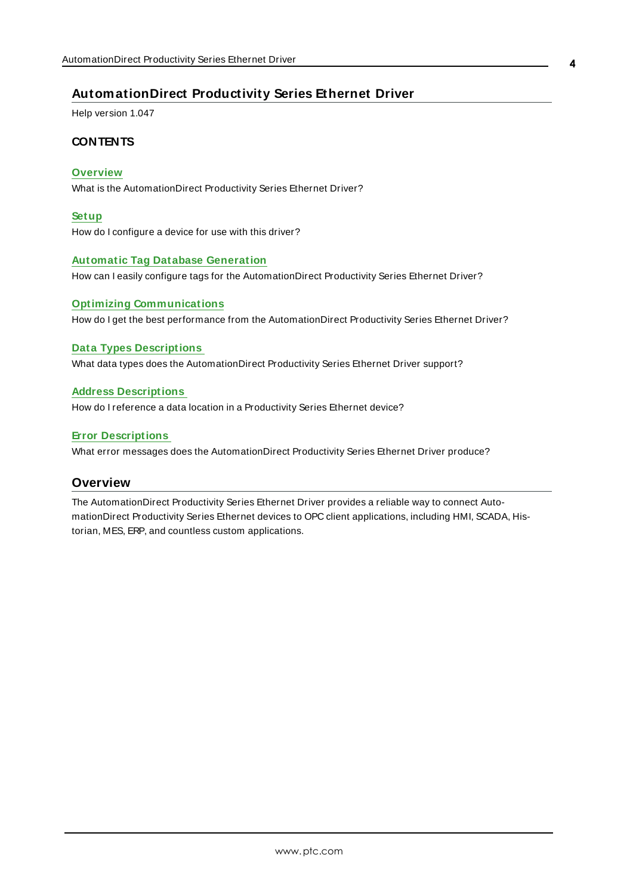# AutomationDirect Productivity Series Ethernet Driver

Help version 1.047

## CONTENTS

**Overview**

What is the AutomationDirect Productivity Series Ethernet Driver?

**Setup**

How do I configure a device for use with this driver?

**Automatic Tag Database Generation**

How can I easily configure tags for the AutomationDirect Productivity Series Ethernet Driver?

**Optimizing Communications**

How do I get the best performance from the AutomationDirect Productivity Series Ethernet Driver?

**Data Types Descriptions**

What data types does the AutomationDirect Productivity Series Ethernet Driver support?

**Address Descriptions**

How do I reference a data location in a Productivity Series Ethernet device?

**Error Descriptions**

What error messages does the AutomationDirect Productivity Series Ethernet Driver produce?

## Overview

The AutomationDirect Productivity Series Ethernet Driver provides a reliable way to connect AutomationDirect Productivity Series Ethernet devices to OPC client applications, including HMI, SCADA, Historian, MES, ERP, and countless custom applications.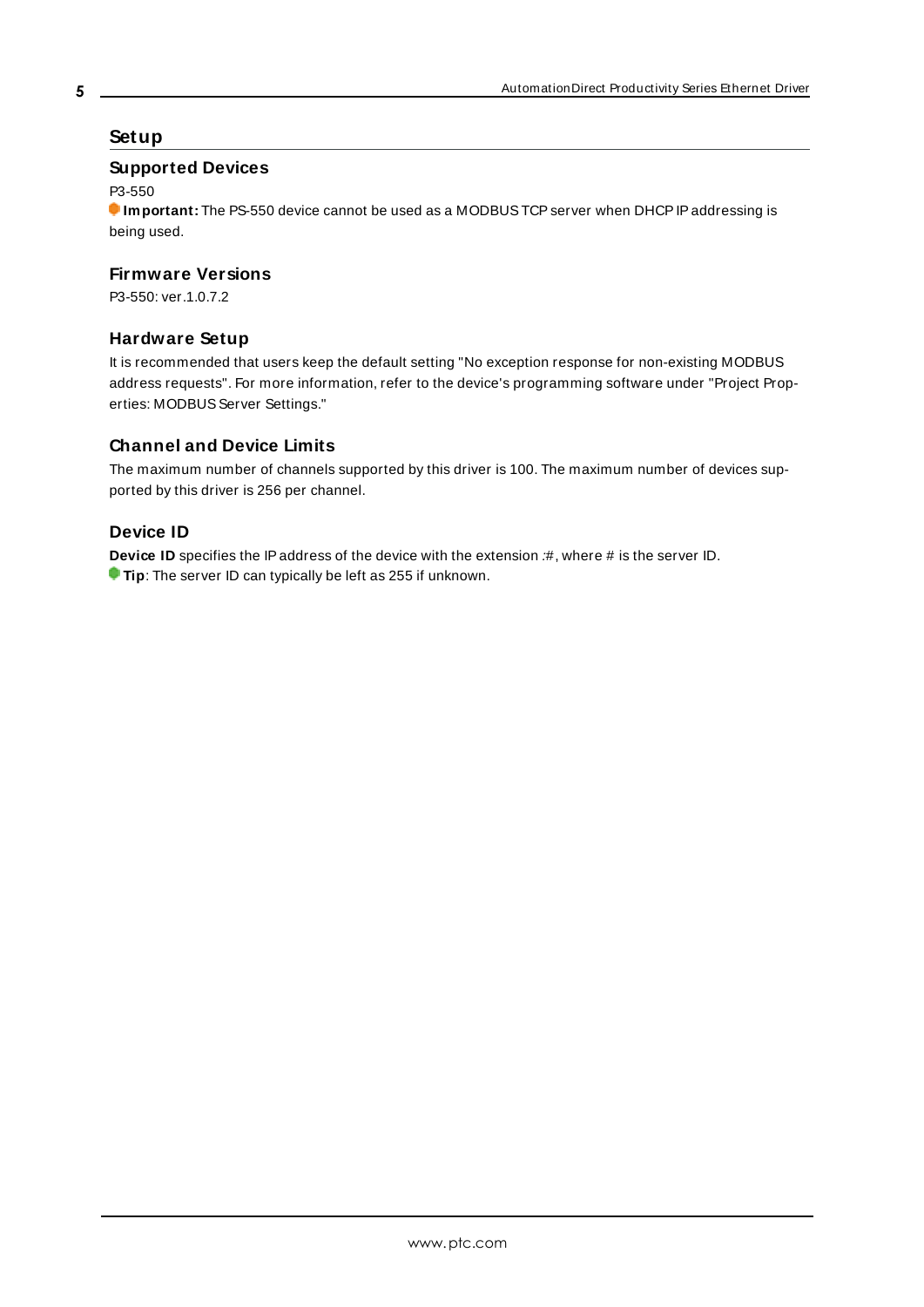# Setup

## Supported Devices

P3-550

**Important:** The PS-550 device cannot be used as a MODBUS TCP server when DHCP IP addressing is being used.

## Firmware Versions

P3-550: ver.1.0.7.2

## Hardware Setup

It is recommended that users keep the default setting "No exception response for non-existing MODBUS address requests". For more information, refer to the device's programming software under "Project Properties: MODBUS Server Settings."

## Channel and Device Limits

The maximum number of channels supported by this driver is 100. The maximum number of devices supported by this driver is 256 per channel.

## Device ID

**Device ID** specifies the IP address of the device with the extension :#, where # is the server ID.

**Tip**: The server ID can typically be left as 255 if unknown.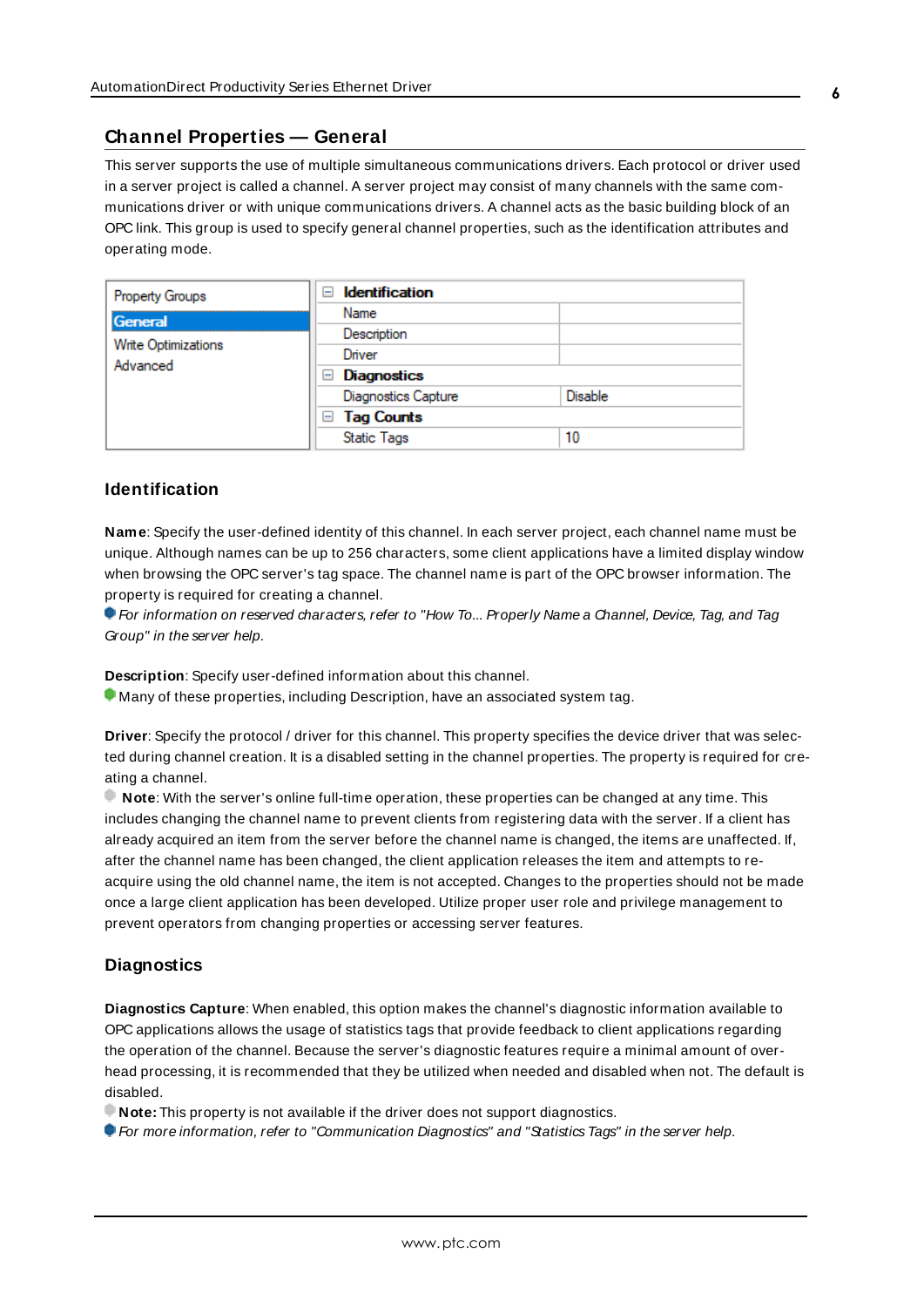## Channel Properties — General

This server supports the use of multiple simultaneous communications drivers. Each protocol or driver used in a server project is called a channel. A server project may consist of many channels with the same communications driver or with unique communications drivers. A channel acts as the basic building block of an OPC link. This group is used to specify general channel properties, such as the identification attributes and operating mode.

| Property Groups | | |
|---|---|---|
| **General** | **Identification** | |
| Write Optimizations | Name | |
| Advanced | Description | |
| | Driver | |
| | **Diagnostics** | |
| | Diagnostics Capture | Disable |
| | **Tag Counts** | |
| | Static Tags | 10 |

### Identification

**Name**: Specify the user-defined identity of this channel. In each server project, each channel name must be unique. Although names can be up to 256 characters, some client applications have a limited display window when browsing the OPC server's tag space. The channel name is part of the OPC browser information. The property is required for creating a channel.

*For information on reserved characters, refer to "How To... Properly Name a Channel, Device, Tag, and Tag Group" in the server help.*

**Description**: Specify user-defined information about this channel.

Many of these properties, including Description, have an associated system tag.

**Driver**: Specify the protocol / driver for this channel. This property specifies the device driver that was selected during channel creation. It is a disabled setting in the channel properties. The property is required for creating a channel.

**Note**: With the server's online full-time operation, these properties can be changed at any time. This includes changing the channel name to prevent clients from registering data with the server. If a client has already acquired an item from the server before the channel name is changed, the items are unaffected. If, after the channel name has been changed, the client application releases the item and attempts to re-acquire using the old channel name, the item is not accepted. Changes to the properties should not be made once a large client application has been developed. Utilize proper user role and privilege management to prevent operators from changing properties or accessing server features.

### Diagnostics

**Diagnostics Capture**: When enabled, this option makes the channel's diagnostic information available to OPC applications allows the usage of statistics tags that provide feedback to client applications regarding the operation of the channel. Because the server's diagnostic features require a minimal amount of overhead processing, it is recommended that they be utilized when needed and disabled when not. The default is disabled.

**Note:** This property is not available if the driver does not support diagnostics.

*For more information, refer to "Communication Diagnostics" and "Statistics Tags" in the server help.*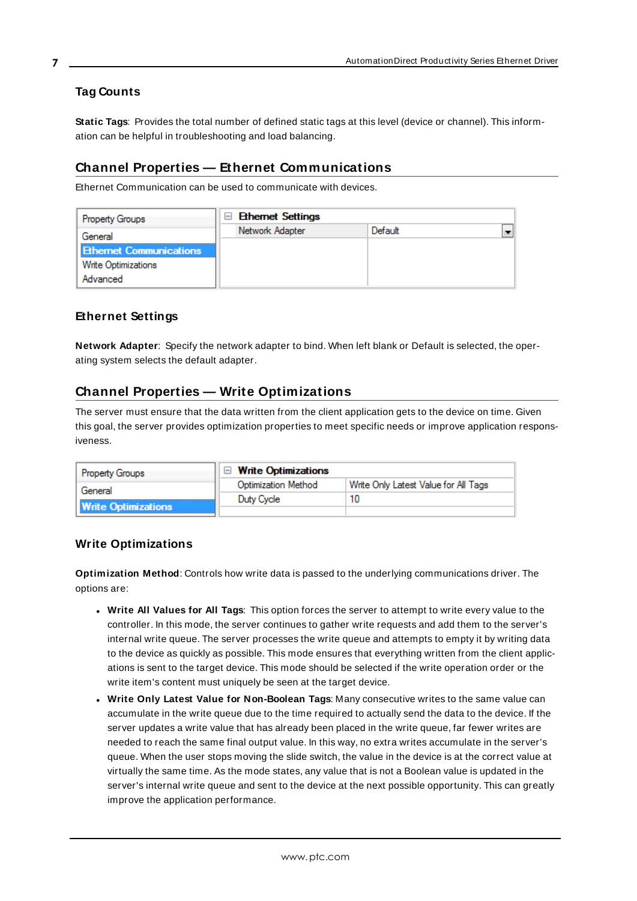### Tag Counts

**Static Tags**: Provides the total number of defined static tags at this level (device or channel). This information can be helpful in troubleshooting and load balancing.

## Channel Properties — Ethernet Communications

Ethernet Communication can be used to communicate with devices.

| Property Groups | Ethernet Settings | |
|---|---|---|
| General | Network Adapter | Default |
| **Ethernet Communications** | | |
| Write Optimizations | | |
| Advanced | | |

### Ethernet Settings

**Network Adapter**: Specify the network adapter to bind. When left blank or Default is selected, the operating system selects the default adapter.

## Channel Properties — Write Optimizations

The server must ensure that the data written from the client application gets to the device on time. Given this goal, the server provides optimization properties to meet specific needs or improve application responsiveness.

| Property Groups | Write Optimizations | |
|---|---|---|
| General | Optimization Method | Write Only Latest Value for All Tags |
| **Write Optimizations** | Duty Cycle | 10 |

### Write Optimizations

**Optimization Method**: Controls how write data is passed to the underlying communications driver. The options are:

- **Write All Values for All Tags**: This option forces the server to attempt to write every value to the controller. In this mode, the server continues to gather write requests and add them to the server's internal write queue. The server processes the write queue and attempts to empty it by writing data to the device as quickly as possible. This mode ensures that everything written from the client applications is sent to the target device. This mode should be selected if the write operation order or the write item's content must uniquely be seen at the target device.
- **Write Only Latest Value for Non-Boolean Tags**: Many consecutive writes to the same value can accumulate in the write queue due to the time required to actually send the data to the device. If the server updates a write value that has already been placed in the write queue, far fewer writes are needed to reach the same final output value. In this way, no extra writes accumulate in the server's queue. When the user stops moving the slide switch, the value in the device is at the correct value at virtually the same time. As the mode states, any value that is not a Boolean value is updated in the server's internal write queue and sent to the device at the next possible opportunity. This can greatly improve the application performance.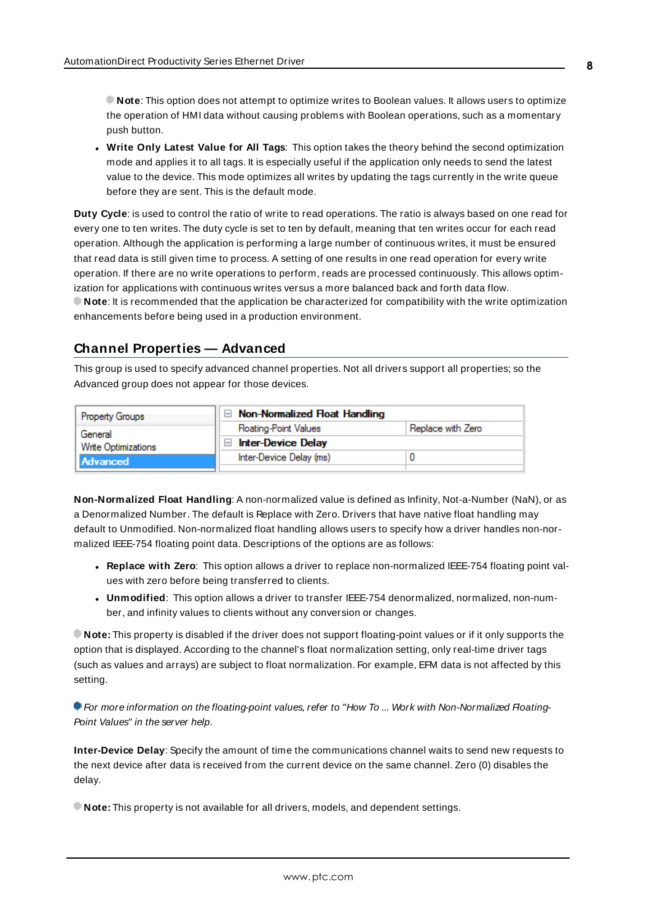**Note**: This option does not attempt to optimize writes to Boolean values. It allows users to optimize the operation of HMI data without causing problems with Boolean operations, such as a momentary push button.

- **Write Only Latest Value for All Tags**: This option takes the theory behind the second optimization mode and applies it to all tags. It is especially useful if the application only needs to send the latest value to the device. This mode optimizes all writes by updating the tags currently in the write queue before they are sent. This is the default mode.

**Duty Cycle**: is used to control the ratio of write to read operations. The ratio is always based on one read for every one to ten writes. The duty cycle is set to ten by default, meaning that ten writes occur for each read operation. Although the application is performing a large number of continuous writes, it must be ensured that read data is still given time to process. A setting of one results in one read operation for every write operation. If there are no write operations to perform, reads are processed continuously. This allows optimization for applications with continuous writes versus a more balanced back and forth data flow.

**Note**: It is recommended that the application be characterized for compatibility with the write optimization enhancements before being used in a production environment.

## Channel Properties — Advanced

This group is used to specify advanced channel properties. Not all drivers support all properties; so the Advanced group does not appear for those devices.

| Property Groups | Non-Normalized Float Handling | |
|---|---|---|
| General | Floating-Point Values | Replace with Zero |
| Write Optimizations | Inter-Device Delay | |
| Advanced | Inter-Device Delay (ms) | 0 |

**Non-Normalized Float Handling**: A non-normalized value is defined as Infinity, Not-a-Number (NaN), or as a Denormalized Number. The default is Replace with Zero. Drivers that have native float handling may default to Unmodified. Non-normalized float handling allows users to specify how a driver handles non-normalized IEEE-754 floating point data. Descriptions of the options are as follows:

- **Replace with Zero**: This option allows a driver to replace non-normalized IEEE-754 floating point values with zero before being transferred to clients.
- **Unmodified**: This option allows a driver to transfer IEEE-754 denormalized, normalized, non-number, and infinity values to clients without any conversion or changes.

**Note:** This property is disabled if the driver does not support floating-point values or if it only supports the option that is displayed. According to the channel's float normalization setting, only real-time driver tags (such as values and arrays) are subject to float normalization. For example, EFM data is not affected by this setting.

*For more information on the floating-point values, refer to "How To ... Work with Non-Normalized Floating-Point Values" in the server help.*

**Inter-Device Delay**: Specify the amount of time the communications channel waits to send new requests to the next device after data is received from the current device on the same channel. Zero (0) disables the delay.

**Note:** This property is not available for all drivers, models, and dependent settings.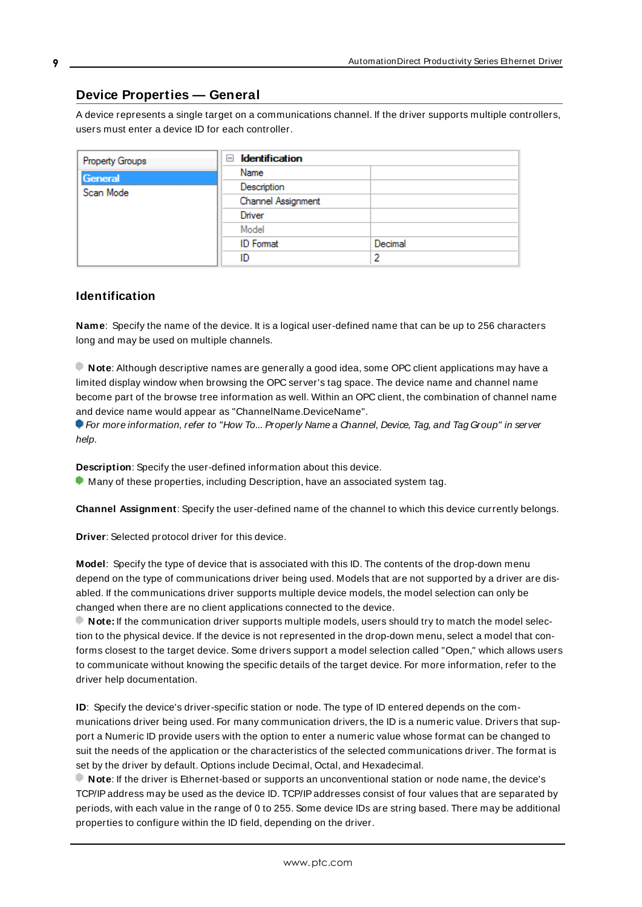## Device Properties — General

A device represents a single target on a communications channel. If the driver supports multiple controllers, users must enter a device ID for each controller.

| Property Groups | Identification | |
|---|---|---|
| **General** | Name | |
| Scan Mode | Description | |
| | Channel Assignment | |
| | Driver | |
| | Model | |
| | ID Format | Decimal |
| | ID | 2 |

### Identification

**Name**: Specify the name of the device. It is a logical user-defined name that can be up to 256 characters long and may be used on multiple channels.

**Note**: Although descriptive names are generally a good idea, some OPC client applications may have a limited display window when browsing the OPC server's tag space. The device name and channel name become part of the browse tree information as well. Within an OPC client, the combination of channel name and device name would appear as "ChannelName.DeviceName".

*For more information, refer to "How To... Properly Name a Channel, Device, Tag, and Tag Group" in server help.*

**Description**: Specify the user-defined information about this device.

Many of these properties, including Description, have an associated system tag.

**Channel Assignment**: Specify the user-defined name of the channel to which this device currently belongs.

**Driver**: Selected protocol driver for this device.

**Model**: Specify the type of device that is associated with this ID. The contents of the drop-down menu depend on the type of communications driver being used. Models that are not supported by a driver are disabled. If the communications driver supports multiple device models, the model selection can only be changed when there are no client applications connected to the device.

**Note:** If the communication driver supports multiple models, users should try to match the model selection to the physical device. If the device is not represented in the drop-down menu, select a model that conforms closest to the target device. Some drivers support a model selection called "Open," which allows users to communicate without knowing the specific details of the target device. For more information, refer to the driver help documentation.

**ID**: Specify the device's driver-specific station or node. The type of ID entered depends on the communications driver being used. For many communication drivers, the ID is a numeric value. Drivers that support a Numeric ID provide users with the option to enter a numeric value whose format can be changed to suit the needs of the application or the characteristics of the selected communications driver. The format is set by the driver by default. Options include Decimal, Octal, and Hexadecimal.

**Note**: If the driver is Ethernet-based or supports an unconventional station or node name, the device's TCP/IP address may be used as the device ID. TCP/IP addresses consist of four values that are separated by periods, with each value in the range of 0 to 255. Some device IDs are string based. There may be additional properties to configure within the ID field, depending on the driver.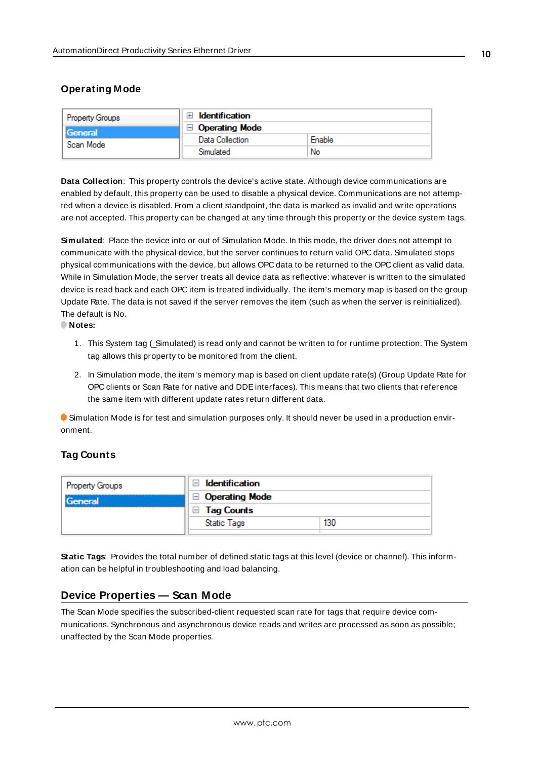### Operating Mode

| Property Groups | | |
|---|---|---|
| General | ⊞ Identification | |
| Scan Mode | ⊟ Operating Mode | |
| | Data Collection | Enable |
| | Simulated | No |

**Data Collection**: This property controls the device's active state. Although device communications are enabled by default, this property can be used to disable a physical device. Communications are not attempted when a device is disabled. From a client standpoint, the data is marked as invalid and write operations are not accepted. This property can be changed at any time through this property or the device system tags.

**Simulated**: Place the device into or out of Simulation Mode. In this mode, the driver does not attempt to communicate with the physical device, but the server continues to return valid OPC data. Simulated stops physical communications with the device, but allows OPC data to be returned to the OPC client as valid data. While in Simulation Mode, the server treats all device data as reflective: whatever is written to the simulated device is read back and each OPC item is treated individually. The item's memory map is based on the group Update Rate. The data is not saved if the server removes the item (such as when the server is reinitialized). The default is No.

**Notes:**

1. This System tag (_Simulated) is read only and cannot be written to for runtime protection. The System tag allows this property to be monitored from the client.

2. In Simulation mode, the item's memory map is based on client update rate(s) (Group Update Rate for OPC clients or Scan Rate for native and DDE interfaces). This means that two clients that reference the same item with different update rates return different data.

Simulation Mode is for test and simulation purposes only. It should never be used in a production environment.

### Tag Counts

| Property Groups | | |
|---|---|---|
| General | ⊟ Identification | |
| | ⊟ Operating Mode | |
| | ⊟ Tag Counts | |
| | Static Tags | 130 |

**Static Tags**: Provides the total number of defined static tags at this level (device or channel). This information can be helpful in troubleshooting and load balancing.

## Device Properties — Scan Mode

The Scan Mode specifies the subscribed-client requested scan rate for tags that require device communications. Synchronous and asynchronous device reads and writes are processed as soon as possible; unaffected by the Scan Mode properties.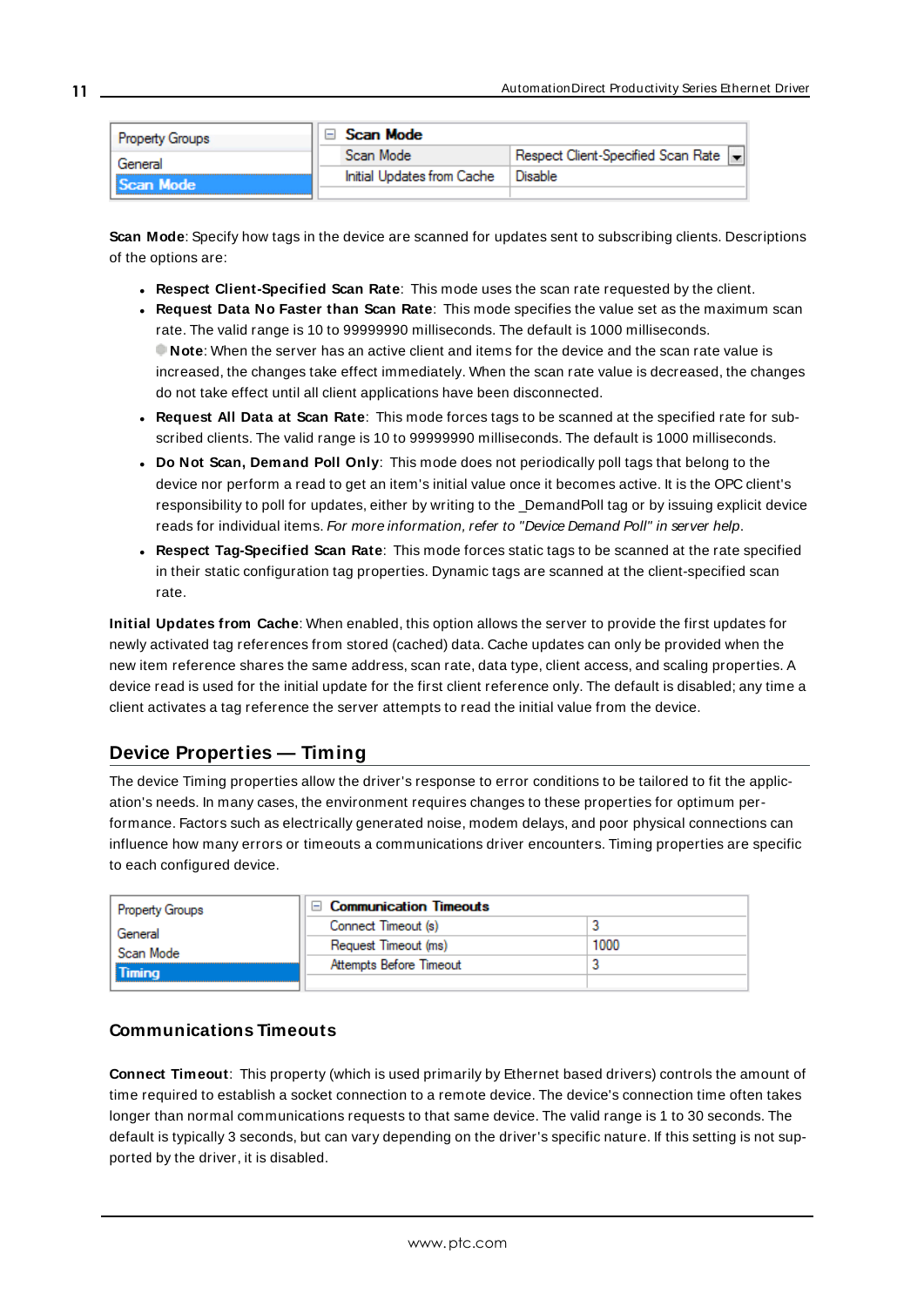| Property Groups | Scan Mode | |
|---|---|---|
| General | Scan Mode | Respect Client-Specified Scan Rate |
| Scan Mode | Initial Updates from Cache | Disable |

**Scan Mode**: Specify how tags in the device are scanned for updates sent to subscribing clients. Descriptions of the options are:

- **Respect Client-Specified Scan Rate**: This mode uses the scan rate requested by the client.
- **Request Data No Faster than Scan Rate**: This mode specifies the value set as the maximum scan rate. The valid range is 10 to 99999990 milliseconds. The default is 1000 milliseconds.
  **Note**: When the server has an active client and items for the device and the scan rate value is increased, the changes take effect immediately. When the scan rate value is decreased, the changes do not take effect until all client applications have been disconnected.
- **Request All Data at Scan Rate**: This mode forces tags to be scanned at the specified rate for subscribed clients. The valid range is 10 to 99999990 milliseconds. The default is 1000 milliseconds.
- **Do Not Scan, Demand Poll Only**: This mode does not periodically poll tags that belong to the device nor perform a read to get an item's initial value once it becomes active. It is the OPC client's responsibility to poll for updates, either by writing to the _DemandPoll tag or by issuing explicit device reads for individual items. *For more information, refer to "Device Demand Poll" in server help*.
- **Respect Tag-Specified Scan Rate**: This mode forces static tags to be scanned at the rate specified in their static configuration tag properties. Dynamic tags are scanned at the client-specified scan rate.

**Initial Updates from Cache**: When enabled, this option allows the server to provide the first updates for newly activated tag references from stored (cached) data. Cache updates can only be provided when the new item reference shares the same address, scan rate, data type, client access, and scaling properties. A device read is used for the initial update for the first client reference only. The default is disabled; any time a client activates a tag reference the server attempts to read the initial value from the device.

## Device Properties — Timing

The device Timing properties allow the driver's response to error conditions to be tailored to fit the application's needs. In many cases, the environment requires changes to these properties for optimum performance. Factors such as electrically generated noise, modem delays, and poor physical connections can influence how many errors or timeouts a communications driver encounters. Timing properties are specific to each configured device.

| Property Groups | Communication Timeouts | |
|---|---|---|
| General | Connect Timeout (s) | 3 |
| Scan Mode | Request Timeout (ms) | 1000 |
| Timing | Attempts Before Timeout | 3 |

### Communications Timeouts

**Connect Timeout**: This property (which is used primarily by Ethernet based drivers) controls the amount of time required to establish a socket connection to a remote device. The device's connection time often takes longer than normal communications requests to that same device. The valid range is 1 to 30 seconds. The default is typically 3 seconds, but can vary depending on the driver's specific nature. If this setting is not supported by the driver, it is disabled.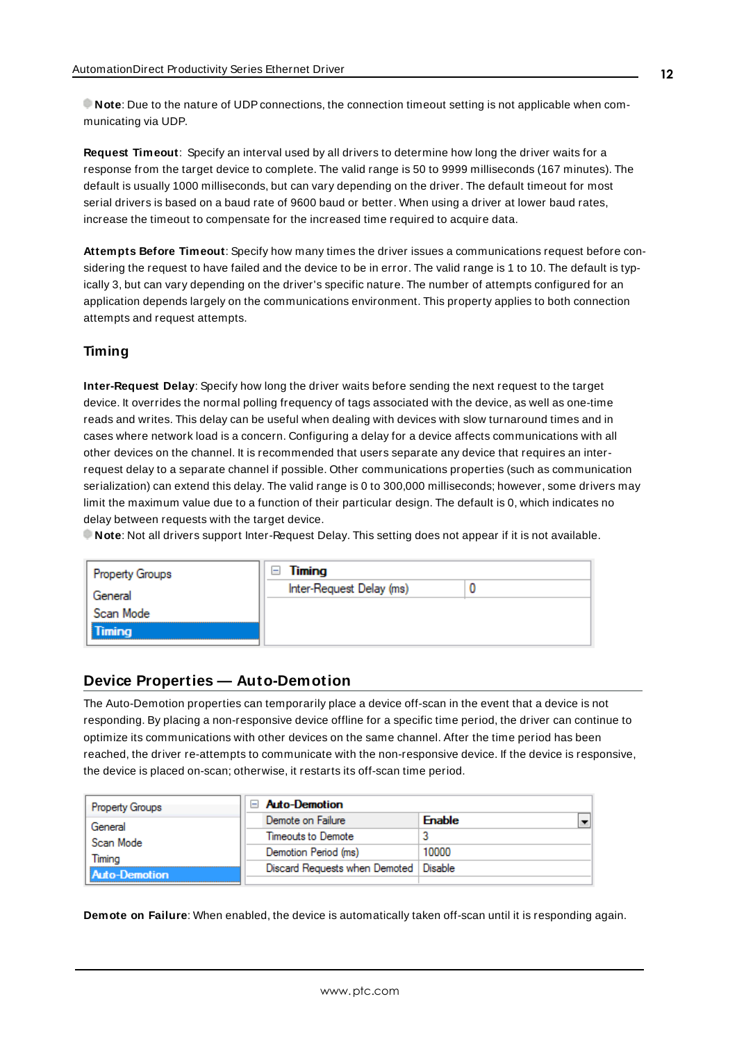**Note**: Due to the nature of UDP connections, the connection timeout setting is not applicable when communicating via UDP.

**Request Timeout**: Specify an interval used by all drivers to determine how long the driver waits for a response from the target device to complete. The valid range is 50 to 9999 milliseconds (167 minutes). The default is usually 1000 milliseconds, but can vary depending on the driver. The default timeout for most serial drivers is based on a baud rate of 9600 baud or better. When using a driver at lower baud rates, increase the timeout to compensate for the increased time required to acquire data.

**Attempts Before Timeout**: Specify how many times the driver issues a communications request before considering the request to have failed and the device to be in error. The valid range is 1 to 10. The default is typically 3, but can vary depending on the driver's specific nature. The number of attempts configured for an application depends largely on the communications environment. This property applies to both connection attempts and request attempts.

### Timing

**Inter-Request Delay**: Specify how long the driver waits before sending the next request to the target device. It overrides the normal polling frequency of tags associated with the device, as well as one-time reads and writes. This delay can be useful when dealing with devices with slow turnaround times and in cases where network load is a concern. Configuring a delay for a device affects communications with all other devices on the channel. It is recommended that users separate any device that requires an inter-request delay to a separate channel if possible. Other communications properties (such as communication serialization) can extend this delay. The valid range is 0 to 300,000 milliseconds; however, some drivers may limit the maximum value due to a function of their particular design. The default is 0, which indicates no delay between requests with the target device.

**Note**: Not all drivers support Inter-Request Delay. This setting does not appear if it is not available.

| Property Groups | Timing | |
|---|---|---|
| General | Inter-Request Delay (ms) | 0 |
| Scan Mode | | |
| **Timing** | | |

## Device Properties — Auto-Demotion

The Auto-Demotion properties can temporarily place a device off-scan in the event that a device is not responding. By placing a non-responsive device offline for a specific time period, the driver can continue to optimize its communications with other devices on the same channel. After the time period has been reached, the driver re-attempts to communicate with the non-responsive device. If the device is responsive, the device is placed on-scan; otherwise, it restarts its off-scan time period.

| Property Groups | Auto-Demotion | |
|---|---|---|
| General | Demote on Failure | Enable |
| Scan Mode | Timeouts to Demote | 3 |
| Timing | Demotion Period (ms) | 10000 |
| **Auto-Demotion** | Discard Requests when Demoted | Disable |

**Demote on Failure**: When enabled, the device is automatically taken off-scan until it is responding again.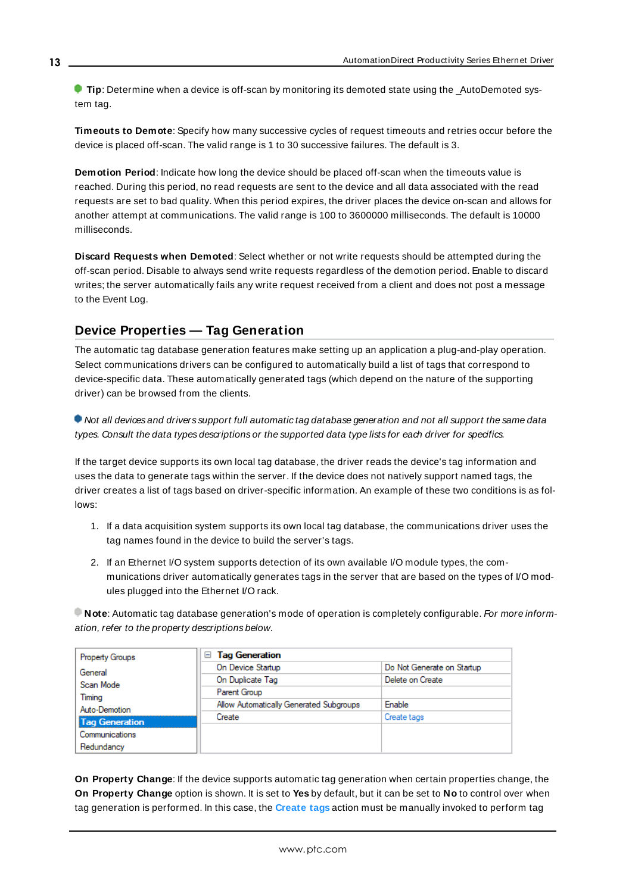**Tip**: Determine when a device is off-scan by monitoring its demoted state using the _AutoDemoted system tag.

**Timeouts to Demote**: Specify how many successive cycles of request timeouts and retries occur before the device is placed off-scan. The valid range is 1 to 30 successive failures. The default is 3.

**Demotion Period**: Indicate how long the device should be placed off-scan when the timeouts value is reached. During this period, no read requests are sent to the device and all data associated with the read requests are set to bad quality. When this period expires, the driver places the device on-scan and allows for another attempt at communications. The valid range is 100 to 3600000 milliseconds. The default is 10000 milliseconds.

**Discard Requests when Demoted**: Select whether or not write requests should be attempted during the off-scan period. Disable to always send write requests regardless of the demotion period. Enable to discard writes; the server automatically fails any write request received from a client and does not post a message to the Event Log.

## Device Properties — Tag Generation

The automatic tag database generation features make setting up an application a plug-and-play operation. Select communications drivers can be configured to automatically build a list of tags that correspond to device-specific data. These automatically generated tags (which depend on the nature of the supporting driver) can be browsed from the clients.

*Not all devices and drivers support full automatic tag database generation and not all support the same data types. Consult the data types descriptions or the supported data type lists for each driver for specifics.*

If the target device supports its own local tag database, the driver reads the device's tag information and uses the data to generate tags within the server. If the device does not natively support named tags, the driver creates a list of tags based on driver-specific information. An example of these two conditions is as follows:

1. If a data acquisition system supports its own local tag database, the communications driver uses the tag names found in the device to build the server's tags.
2. If an Ethernet I/O system supports detection of its own available I/O module types, the communications driver automatically generates tags in the server that are based on the types of I/O modules plugged into the Ethernet I/O rack.

**Note**: Automatic tag database generation's mode of operation is completely configurable. *For more information, refer to the property descriptions below.*

| Property Groups | Tag Generation | |
|---|---|---|
| General | On Device Startup | Do Not Generate on Startup |
| Scan Mode | On Duplicate Tag | Delete on Create |
| Timing | Parent Group | |
| Auto-Demotion | Allow Automatically Generated Subgroups | Enable |
| **Tag Generation** | Create | Create tags |
| Communications | | |
| Redundancy | | |

**On Property Change**: If the device supports automatic tag generation when certain properties change, the **On Property Change** option is shown. It is set to **Yes** by default, but it can be set to **No** to control over when tag generation is performed. In this case, the **Create tags** action must be manually invoked to perform tag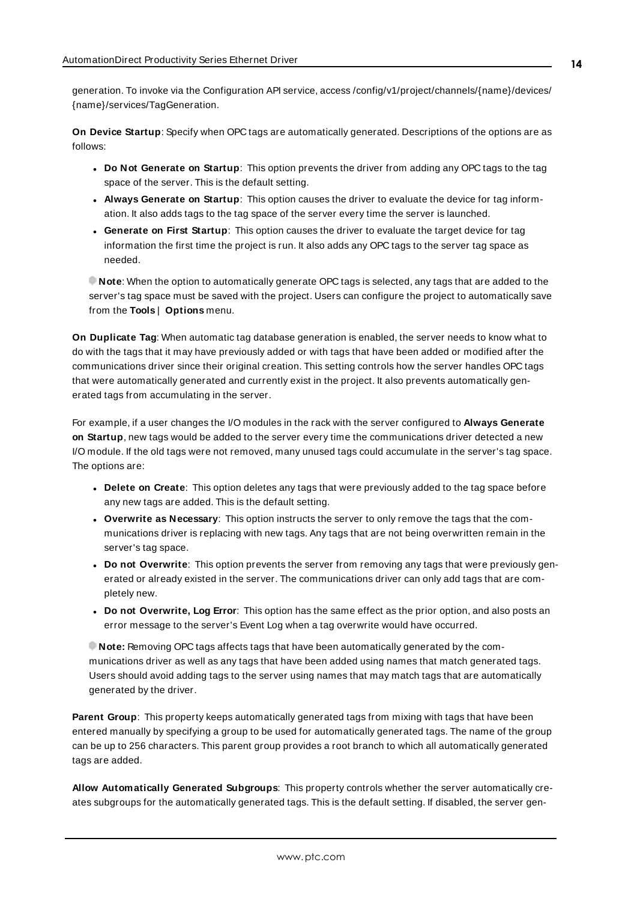generation. To invoke via the Configuration API service, access /config/v1/project/channels/{name}/devices/{name}/services/TagGeneration.

**On Device Startup**: Specify when OPC tags are automatically generated. Descriptions of the options are as follows:

- **Do Not Generate on Startup**: This option prevents the driver from adding any OPC tags to the tag space of the server. This is the default setting.
- **Always Generate on Startup**: This option causes the driver to evaluate the device for tag information. It also adds tags to the tag space of the server every time the server is launched.
- **Generate on First Startup**: This option causes the driver to evaluate the target device for tag information the first time the project is run. It also adds any OPC tags to the server tag space as needed.

**Note**: When the option to automatically generate OPC tags is selected, any tags that are added to the server's tag space must be saved with the project. Users can configure the project to automatically save from the **Tools** | **Options** menu.

**On Duplicate Tag**: When automatic tag database generation is enabled, the server needs to know what to do with the tags that it may have previously added or with tags that have been added or modified after the communications driver since their original creation. This setting controls how the server handles OPC tags that were automatically generated and currently exist in the project. It also prevents automatically generated tags from accumulating in the server.

For example, if a user changes the I/O modules in the rack with the server configured to **Always Generate on Startup**, new tags would be added to the server every time the communications driver detected a new I/O module. If the old tags were not removed, many unused tags could accumulate in the server's tag space. The options are:

- **Delete on Create**: This option deletes any tags that were previously added to the tag space before any new tags are added. This is the default setting.
- **Overwrite as Necessary**: This option instructs the server to only remove the tags that the communications driver is replacing with new tags. Any tags that are not being overwritten remain in the server's tag space.
- **Do not Overwrite**: This option prevents the server from removing any tags that were previously generated or already existed in the server. The communications driver can only add tags that are completely new.
- **Do not Overwrite, Log Error**: This option has the same effect as the prior option, and also posts an error message to the server's Event Log when a tag overwrite would have occurred.

**Note:** Removing OPC tags affects tags that have been automatically generated by the communications driver as well as any tags that have been added using names that match generated tags. Users should avoid adding tags to the server using names that may match tags that are automatically generated by the driver.

**Parent Group**: This property keeps automatically generated tags from mixing with tags that have been entered manually by specifying a group to be used for automatically generated tags. The name of the group can be up to 256 characters. This parent group provides a root branch to which all automatically generated tags are added.

**Allow Automatically Generated Subgroups**: This property controls whether the server automatically creates subgroups for the automatically generated tags. This is the default setting. If disabled, the server gen-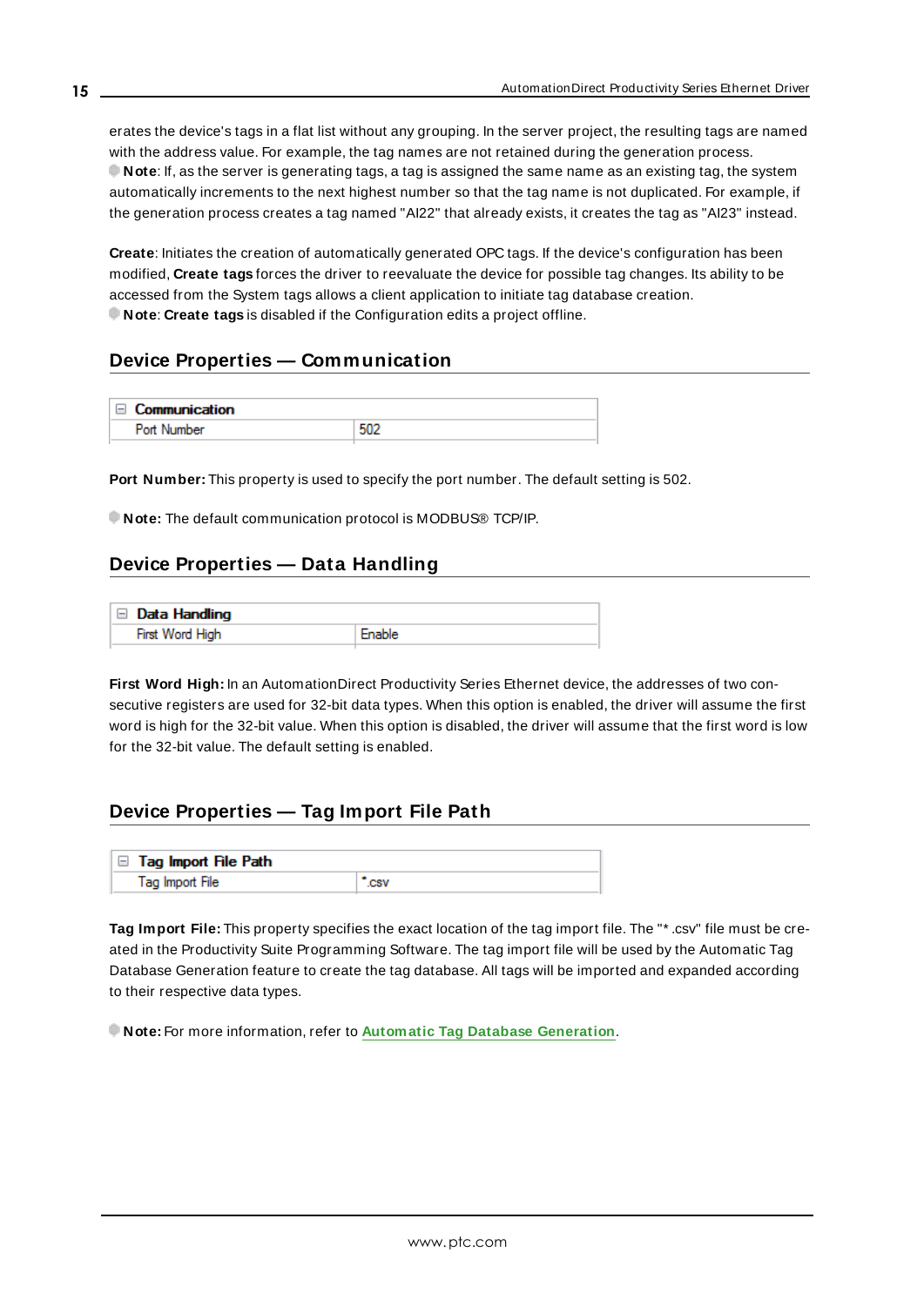erates the device's tags in a flat list without any grouping. In the server project, the resulting tags are named with the address value. For example, the tag names are not retained during the generation process.

**Note**: If, as the server is generating tags, a tag is assigned the same name as an existing tag, the system automatically increments to the next highest number so that the tag name is not duplicated. For example, if the generation process creates a tag named "AI22" that already exists, it creates the tag as "AI23" instead.

**Create**: Initiates the creation of automatically generated OPC tags. If the device's configuration has been modified, **Create tags** forces the driver to reevaluate the device for possible tag changes. Its ability to be accessed from the System tags allows a client application to initiate tag database creation.

**Note**: **Create tags** is disabled if the Configuration edits a project offline.

## Device Properties — Communication

| Communication | |
|---|---|
| Port Number | 502 |

**Port Number:** This property is used to specify the port number. The default setting is 502.

**Note:** The default communication protocol is MODBUS® TCP/IP.

## Device Properties — Data Handling

| Data Handling | |
|---|---|
| First Word High | Enable |

**First Word High:** In an AutomationDirect Productivity Series Ethernet device, the addresses of two consecutive registers are used for 32-bit data types. When this option is enabled, the driver will assume the first word is high for the 32-bit value. When this option is disabled, the driver will assume that the first word is low for the 32-bit value. The default setting is enabled.

## Device Properties — Tag Import File Path

| Tag Import File Path | |
|---|---|
| Tag Import File | *.csv |

**Tag Import File:** This property specifies the exact location of the tag import file. The "*.csv" file must be created in the Productivity Suite Programming Software. The tag import file will be used by the Automatic Tag Database Generation feature to create the tag database. All tags will be imported and expanded according to their respective data types.

**Note:** For more information, refer to **Automatic Tag Database Generation**.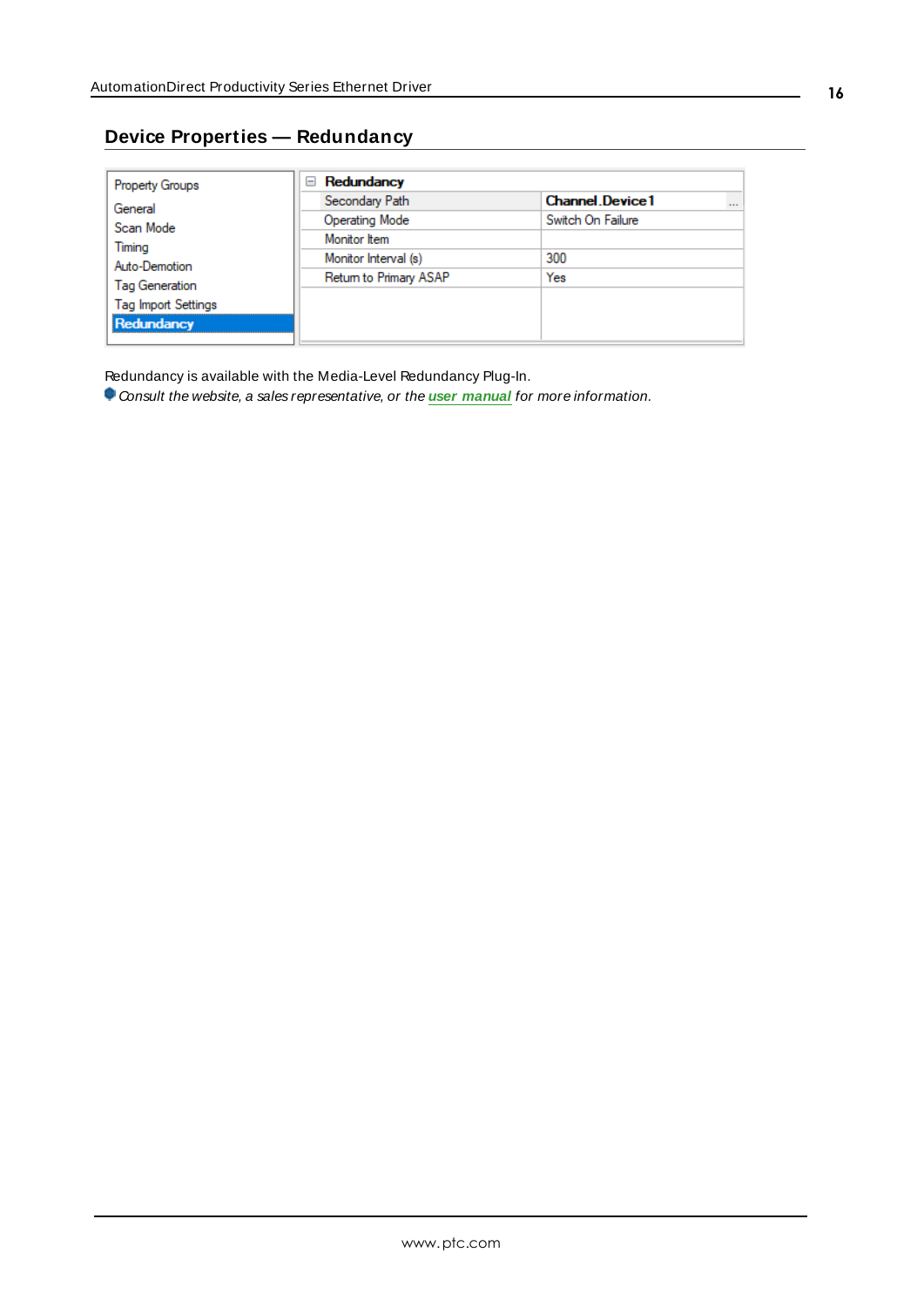## Device Properties — Redundancy

| Property Groups | Redundancy | |
|---|---|---|
| General | Secondary Path | Channel.Device1 |
| Scan Mode | Operating Mode | Switch On Failure |
| Timing | Monitor Item | |
| Auto-Demotion | Monitor Interval (s) | 300 |
| Tag Generation | Return to Primary ASAP | Yes |
| Tag Import Settings | | |
| **Redundancy** | | |

Redundancy is available with the Media-Level Redundancy Plug-In.

*Consult the website, a sales representative, or the* ***user manual*** *for more information.*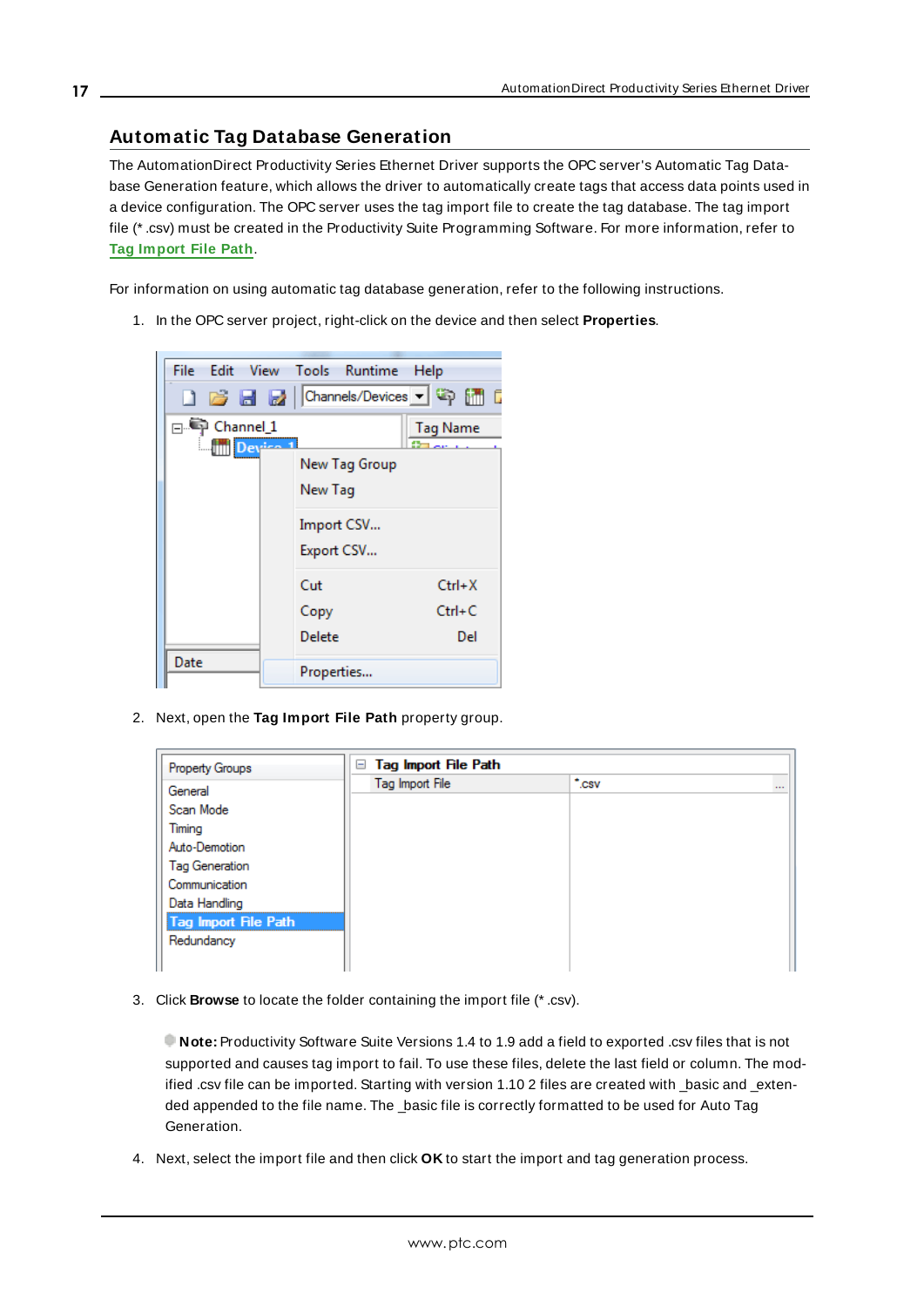## Automatic Tag Database Generation

The AutomationDirect Productivity Series Ethernet Driver supports the OPC server's Automatic Tag Database Generation feature, which allows the driver to automatically create tags that access data points used in a device configuration. The OPC server uses the tag import file to create the tag database. The tag import file (* .csv) must be created in the Productivity Suite Programming Software. For more information, refer to **Tag Import File Path**.

For information on using automatic tag database generation, refer to the following instructions.

1. In the OPC server project, right-click on the device and then select **Properties**.

2. Next, open the **Tag Import File Path** property group.

3. Click **Browse** to locate the folder containing the import file (* .csv).

   **Note:** Productivity Software Suite Versions 1.4 to 1.9 add a field to exported .csv files that is not supported and causes tag import to fail. To use these files, delete the last field or column. The modified .csv file can be imported. Starting with version 1.10 2 files are created with _basic and _extended appended to the file name. The _basic file is correctly formatted to be used for Auto Tag Generation.

4. Next, select the import file and then click **OK** to start the import and tag generation process.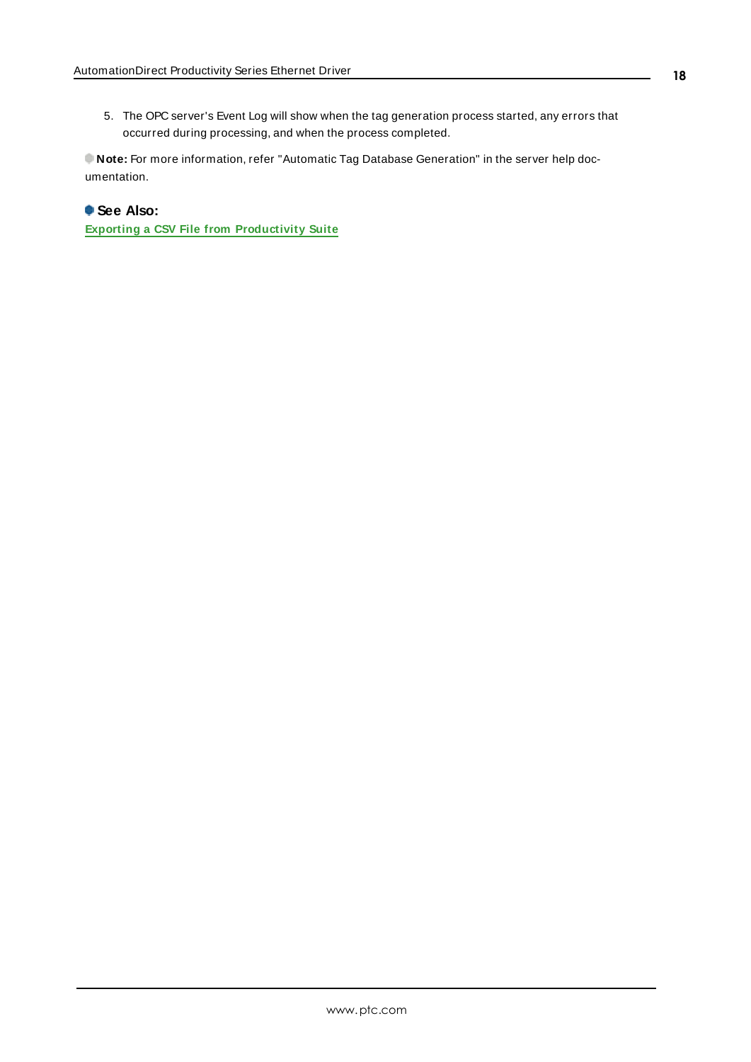5. The OPC server's Event Log will show when the tag generation process started, any errors that occurred during processing, and when the process completed.

**Note:** For more information, refer "Automatic Tag Database Generation" in the server help documentation.

**See Also:**

**Exporting a CSV File from Productivity Suite**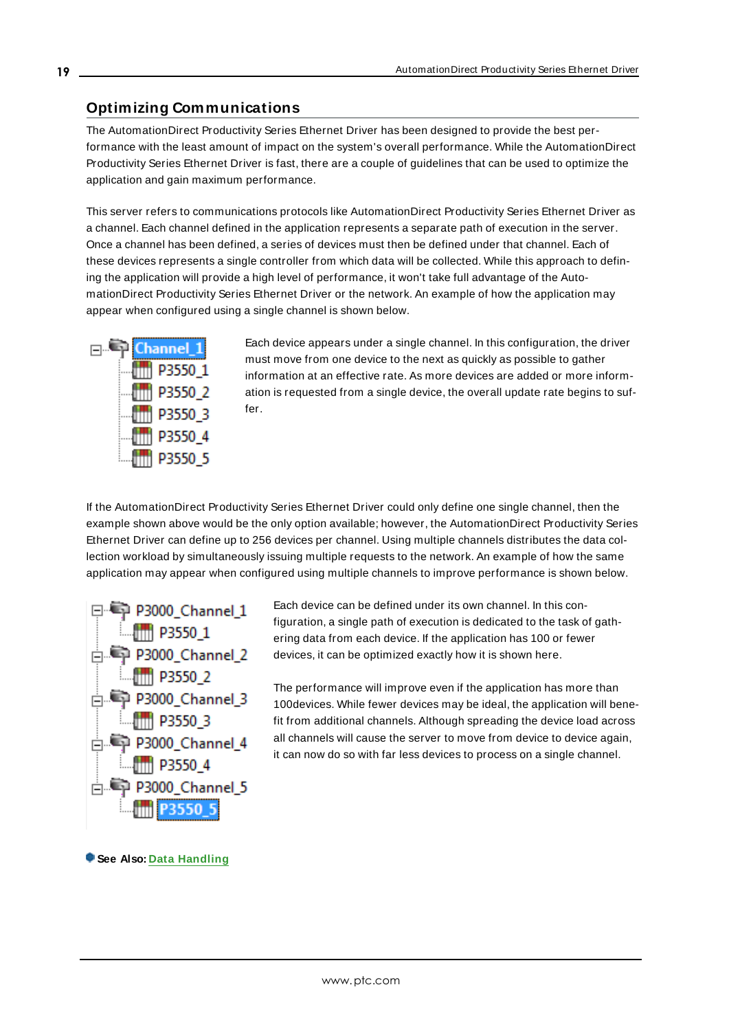## Optimizing Communications

The AutomationDirect Productivity Series Ethernet Driver has been designed to provide the best performance with the least amount of impact on the system's overall performance. While the AutomationDirect Productivity Series Ethernet Driver is fast, there are a couple of guidelines that can be used to optimize the application and gain maximum performance.

This server refers to communications protocols like AutomationDirect Productivity Series Ethernet Driver as a channel. Each channel defined in the application represents a separate path of execution in the server. Once a channel has been defined, a series of devices must then be defined under that channel. Each of these devices represents a single controller from which data will be collected. While this approach to defining the application will provide a high level of performance, it won't take full advantage of the AutomationDirect Productivity Series Ethernet Driver or the network. An example of how the application may appear when configured using a single channel is shown below.

Channel_1
- P3550_1
- P3550_2
- P3550_3
- P3550_4
- P3550_5

Each device appears under a single channel. In this configuration, the driver must move from one device to the next as quickly as possible to gather information at an effective rate. As more devices are added or more information is requested from a single device, the overall update rate begins to suffer.

If the AutomationDirect Productivity Series Ethernet Driver could only define one single channel, then the example shown above would be the only option available; however, the AutomationDirect Productivity Series Ethernet Driver can define up to 256 devices per channel. Using multiple channels distributes the data collection workload by simultaneously issuing multiple requests to the network. An example of how the same application may appear when configured using multiple channels to improve performance is shown below.

- P3000_Channel_1
  - P3550_1
- P3000_Channel_2
  - P3550_2
- P3000_Channel_3
  - P3550_3
- P3000_Channel_4
  - P3550_4
- P3000_Channel_5
  - P3550_5

Each device can be defined under its own channel. In this configuration, a single path of execution is dedicated to the task of gathering data from each device. If the application has 100 or fewer devices, it can be optimized exactly how it is shown here.

The performance will improve even if the application has more than 100devices. While fewer devices may be ideal, the application will benefit from additional channels. Although spreading the device load across all channels will cause the server to move from device to device again, it can now do so with far less devices to process on a single channel.

**See Also:** Data Handling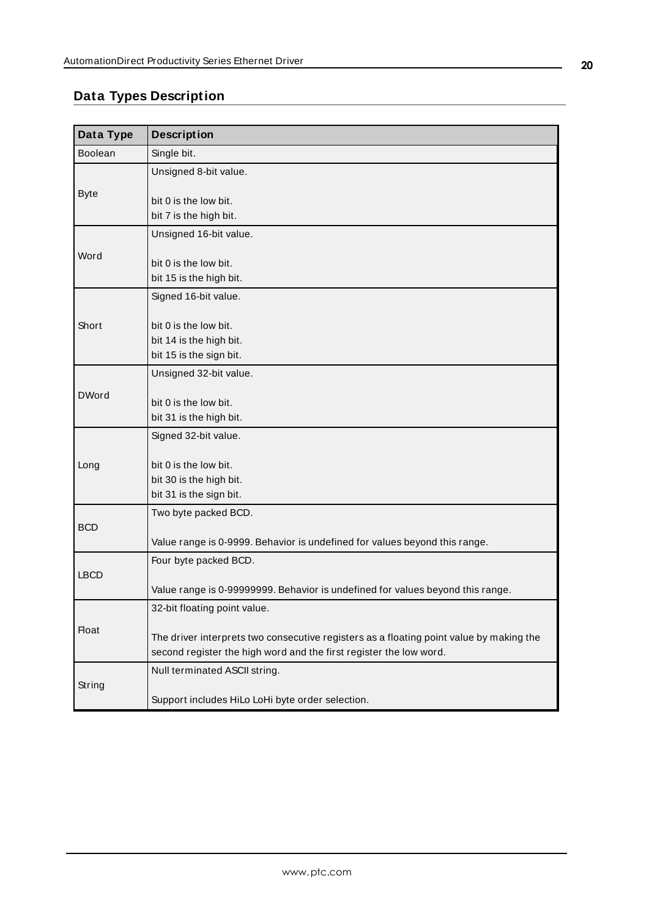## Data Types Description

| Data Type | Description |
|---|---|
| Boolean | Single bit. |
| Byte | Unsigned 8-bit value.<br><br>bit 0 is the low bit.<br>bit 7 is the high bit. |
| Word | Unsigned 16-bit value.<br><br>bit 0 is the low bit.<br>bit 15 is the high bit. |
| Short | Signed 16-bit value.<br><br>bit 0 is the low bit.<br>bit 14 is the high bit.<br>bit 15 is the sign bit. |
| DWord | Unsigned 32-bit value.<br><br>bit 0 is the low bit.<br>bit 31 is the high bit. |
| Long | Signed 32-bit value.<br><br>bit 0 is the low bit.<br>bit 30 is the high bit.<br>bit 31 is the sign bit. |
| BCD | Two byte packed BCD.<br><br>Value range is 0-9999. Behavior is undefined for values beyond this range. |
| LBCD | Four byte packed BCD.<br><br>Value range is 0-99999999. Behavior is undefined for values beyond this range. |
| Float | 32-bit floating point value.<br><br>The driver interprets two consecutive registers as a floating point value by making the second register the high word and the first register the low word. |
| String | Null terminated ASCII string.<br><br>Support includes HiLo LoHi byte order selection. |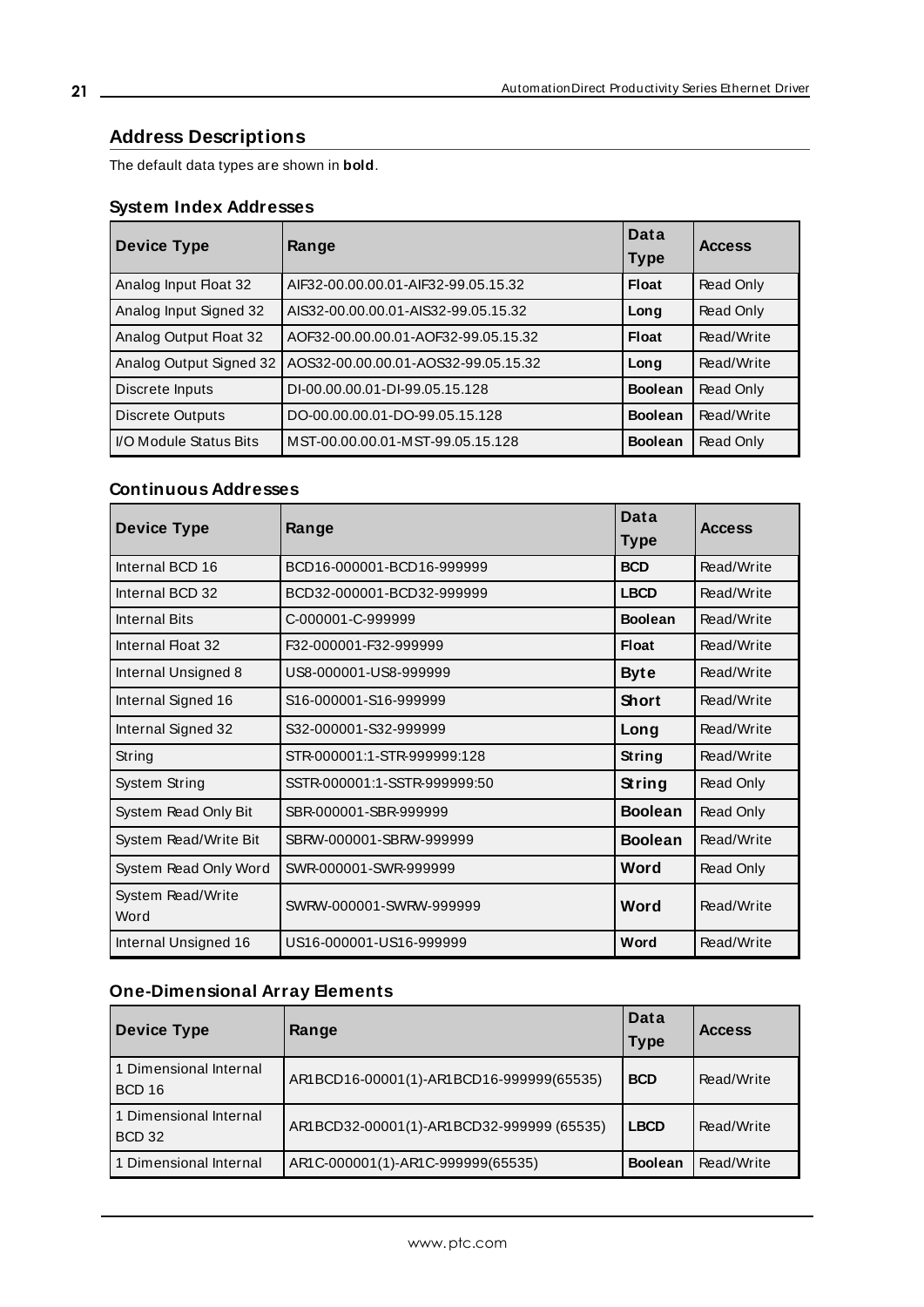## Address Descriptions

The default data types are shown in **bold**.

### System Index Addresses

| Device Type | Range | Data Type | Access |
|---|---|---|---|
| Analog Input Float 32 | AIF32-00.00.00.01-AIF32-99.05.15.32 | **Float** | Read Only |
| Analog Input Signed 32 | AIS32-00.00.00.01-AIS32-99.05.15.32 | **Long** | Read Only |
| Analog Output Float 32 | AOF32-00.00.00.01-AOF32-99.05.15.32 | **Float** | Read/Write |
| Analog Output Signed 32 | AOS32-00.00.00.01-AOS32-99.05.15.32 | **Long** | Read/Write |
| Discrete Inputs | DI-00.00.00.01-DI-99.05.15.128 | **Boolean** | Read Only |
| Discrete Outputs | DO-00.00.00.01-DO-99.05.15.128 | **Boolean** | Read/Write |
| I/O Module Status Bits | MST-00.00.00.01-MST-99.05.15.128 | **Boolean** | Read Only |

### Continuous Addresses

| Device Type | Range | Data Type | Access |
|---|---|---|---|
| Internal BCD 16 | BCD16-000001-BCD16-999999 | **BCD** | Read/Write |
| Internal BCD 32 | BCD32-000001-BCD32-999999 | **LBCD** | Read/Write |
| Internal Bits | C-000001-C-999999 | **Boolean** | Read/Write |
| Internal Float 32 | F32-000001-F32-999999 | **Float** | Read/Write |
| Internal Unsigned 8 | US8-000001-US8-999999 | **Byte** | Read/Write |
| Internal Signed 16 | S16-000001-S16-999999 | **Short** | Read/Write |
| Internal Signed 32 | S32-000001-S32-999999 | **Long** | Read/Write |
| String | STR-000001:1-STR-999999:128 | **String** | Read/Write |
| System String | SSTR-000001:1-SSTR-999999:50 | **String** | Read Only |
| System Read Only Bit | SBR-000001-SBR-999999 | **Boolean** | Read Only |
| System Read/Write Bit | SBRW-000001-SBRW-999999 | **Boolean** | Read/Write |
| System Read Only Word | SWR-000001-SWR-999999 | **Word** | Read Only |
| System Read/Write Word | SWRW-000001-SWRW-999999 | **Word** | Read/Write |
| Internal Unsigned 16 | US16-000001-US16-999999 | **Word** | Read/Write |

### One-Dimensional Array Elements

| Device Type | Range | Data Type | Access |
|---|---|---|---|
| 1 Dimensional Internal BCD 16 | AR1BCD16-00001(1)-AR1BCD16-999999(65535) | **BCD** | Read/Write |
| 1 Dimensional Internal BCD 32 | AR1BCD32-00001(1)-AR1BCD32-999999 (65535) | **LBCD** | Read/Write |
| 1 Dimensional Internal | AR1C-000001(1)-AR1C-999999(65535) | **Boolean** | Read/Write |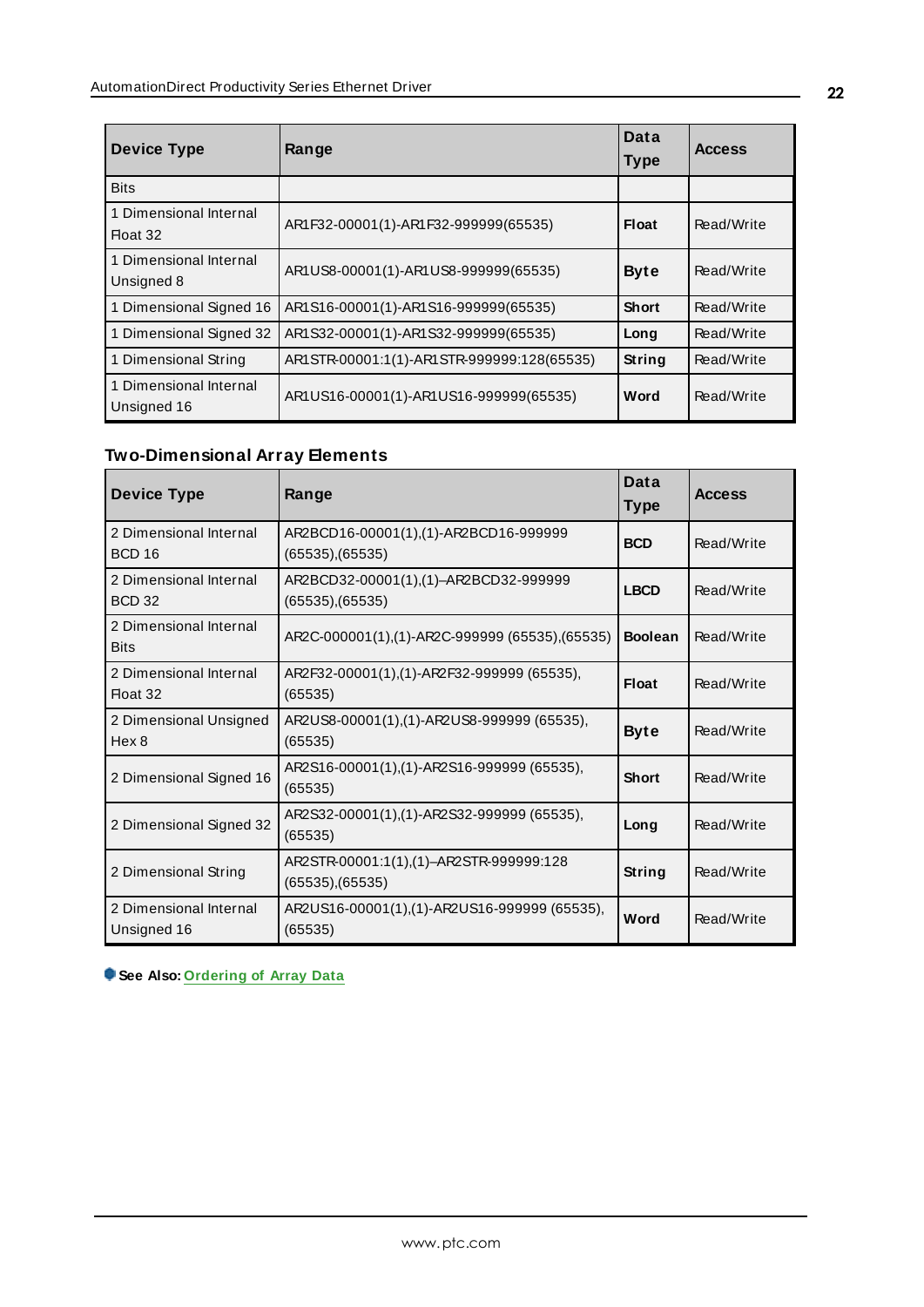| Device Type | Range | Data Type | Access |
|---|---|---|---|
| Bits | | | |
| 1 Dimensional Internal Float 32 | AR1F32-00001(1)-AR1F32-999999(65535) | **Float** | Read/Write |
| 1 Dimensional Internal Unsigned 8 | AR1US8-00001(1)-AR1US8-999999(65535) | **Byte** | Read/Write |
| 1 Dimensional Signed 16 | AR1S16-00001(1)-AR1S16-999999(65535) | **Short** | Read/Write |
| 1 Dimensional Signed 32 | AR1S32-00001(1)-AR1S32-999999(65535) | **Long** | Read/Write |
| 1 Dimensional String | AR1STR-00001:1(1)-AR1STR-999999:128(65535) | **String** | Read/Write |
| 1 Dimensional Internal Unsigned 16 | AR1US16-00001(1)-AR1US16-999999(65535) | **Word** | Read/Write |

### Two-Dimensional Array Elements

| Device Type | Range | Data Type | Access |
|---|---|---|---|
| 2 Dimensional Internal BCD 16 | AR2BCD16-00001(1),(1)-AR2BCD16-999999 (65535),(65535) | **BCD** | Read/Write |
| 2 Dimensional Internal BCD 32 | AR2BCD32-00001(1),(1)–AR2BCD32-999999 (65535),(65535) | **LBCD** | Read/Write |
| 2 Dimensional Internal Bits | AR2C-000001(1),(1)-AR2C-999999 (65535),(65535) | **Boolean** | Read/Write |
| 2 Dimensional Internal Float 32 | AR2F32-00001(1),(1)-AR2F32-999999 (65535), (65535) | **Float** | Read/Write |
| 2 Dimensional Unsigned Hex 8 | AR2US8-00001(1),(1)-AR2US8-999999 (65535), (65535) | **Byte** | Read/Write |
| 2 Dimensional Signed 16 | AR2S16-00001(1),(1)-AR2S16-999999 (65535), (65535) | **Short** | Read/Write |
| 2 Dimensional Signed 32 | AR2S32-00001(1),(1)-AR2S32-999999 (65535), (65535) | **Long** | Read/Write |
| 2 Dimensional String | AR2STR-00001:1(1),(1)–AR2STR-999999:128 (65535),(65535) | **String** | Read/Write |
| 2 Dimensional Internal Unsigned 16 | AR2US16-00001(1),(1)-AR2US16-999999 (65535), (65535) | **Word** | Read/Write |

**See Also:** **Ordering of Array Data**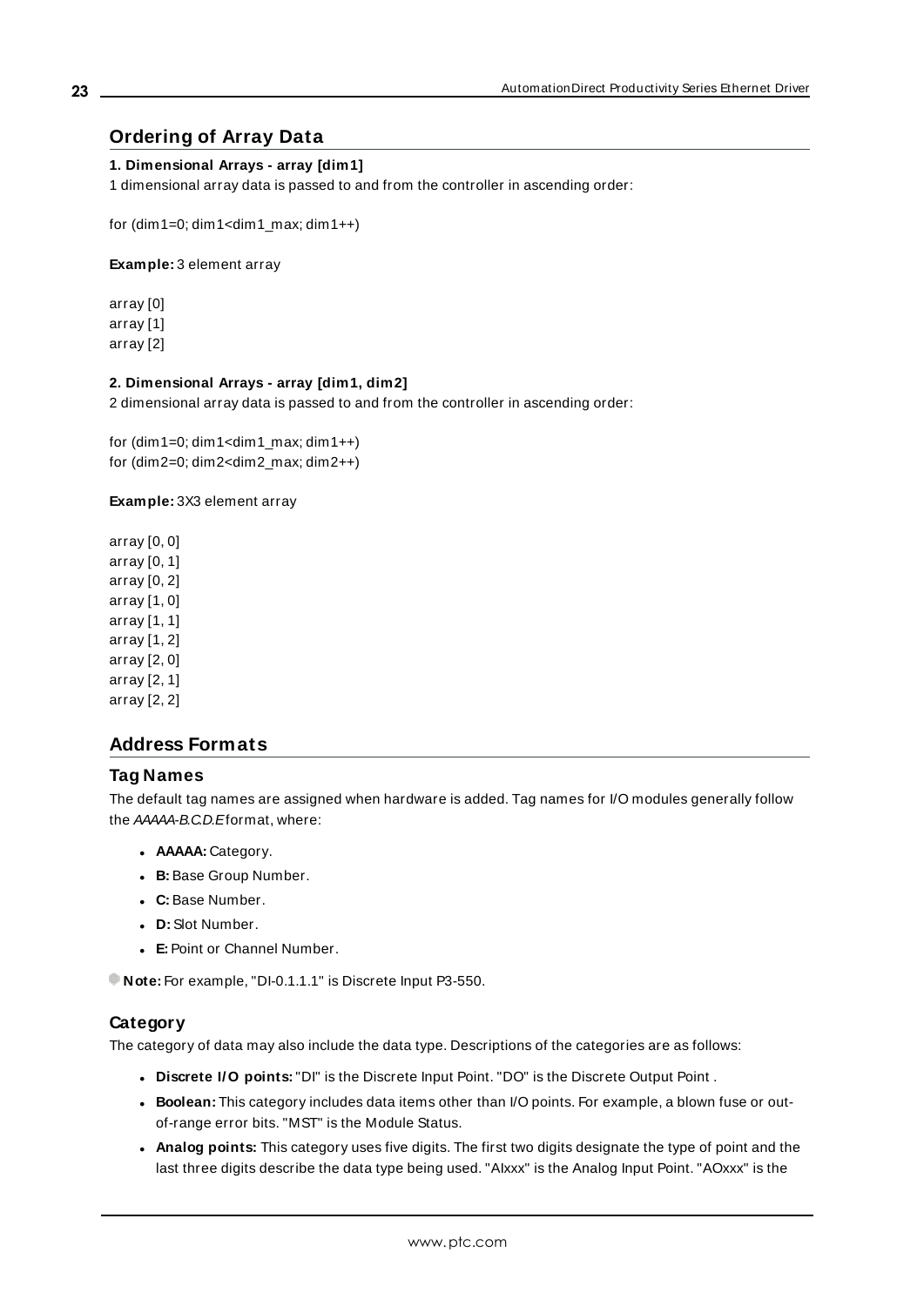## Ordering of Array Data

**1. Dimensional Arrays - array [dim1]**

1 dimensional array data is passed to and from the controller in ascending order:

for (dim1=0; dim1<dim1_max; dim1++)

**Example:** 3 element array

array [0]
array [1]
array [2]

**2. Dimensional Arrays - array [dim1, dim2]**

2 dimensional array data is passed to and from the controller in ascending order:

for (dim1=0; dim1<dim1_max; dim1++)
for (dim2=0; dim2<dim2_max; dim2++)

**Example:** 3X3 element array

array [0, 0]
array [0, 1]
array [0, 2]
array [1, 0]
array [1, 1]
array [1, 2]
array [2, 0]
array [2, 1]
array [2, 2]

## Address Formats

### Tag Names

The default tag names are assigned when hardware is added. Tag names for I/O modules generally follow the *AAAAA-B.C.D.E* format, where:

- **AAAAA:** Category.
- **B:** Base Group Number.
- **C:** Base Number.
- **D:** Slot Number.
- **E:** Point or Channel Number.

**Note:** For example, "DI-0.1.1.1" is Discrete Input P3-550.

### Category

The category of data may also include the data type. Descriptions of the categories are as follows:

- **Discrete I/O points:** "DI" is the Discrete Input Point. "DO" is the Discrete Output Point .
- **Boolean:** This category includes data items other than I/O points. For example, a blown fuse or out-of-range error bits. "MST" is the Module Status.
- **Analog points:** This category uses five digits. The first two digits designate the type of point and the last three digits describe the data type being used. "AIxxx" is the Analog Input Point. "AOxxx" is the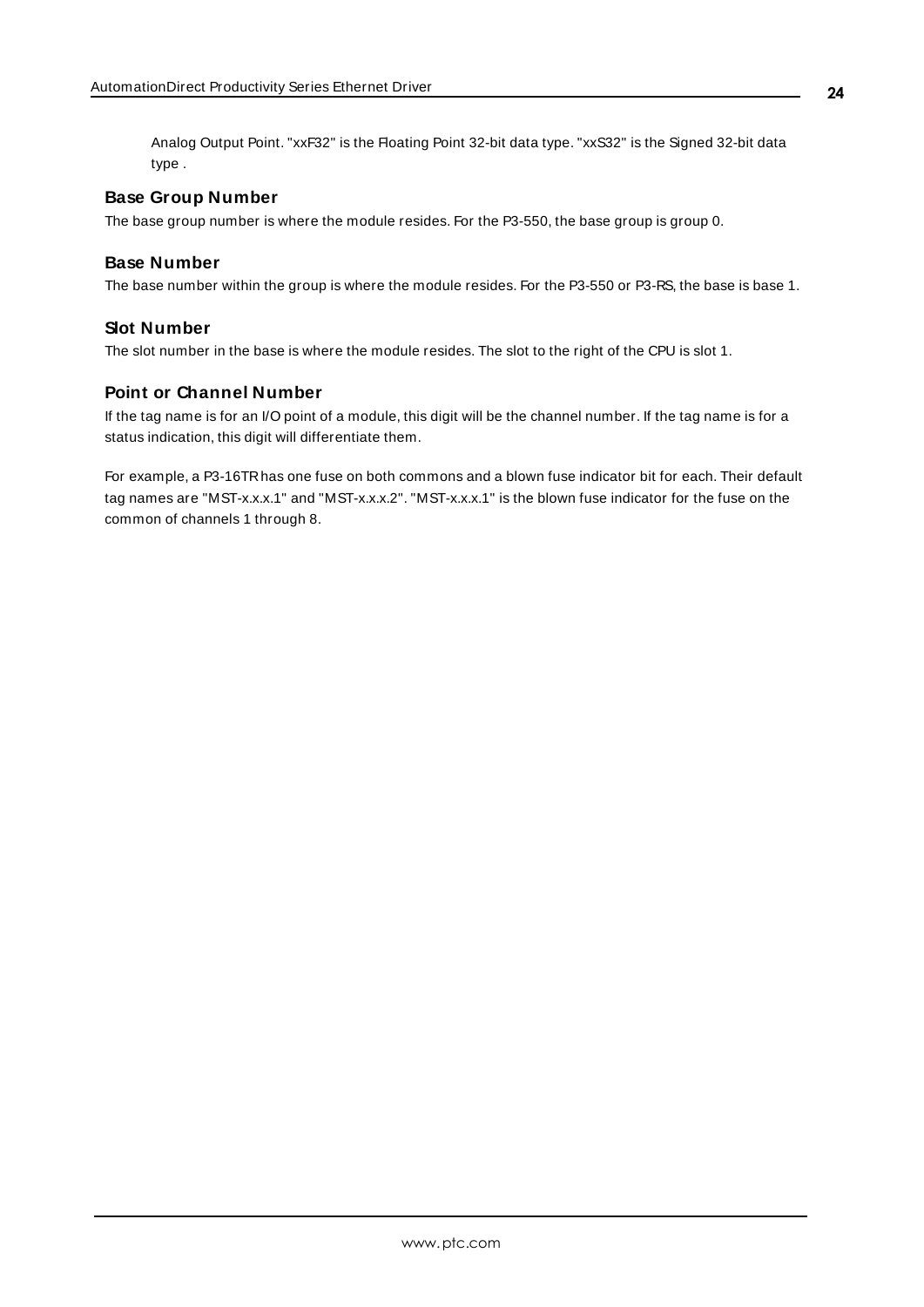Analog Output Point. "xxF32" is the Floating Point 32-bit data type. "xxS32" is the Signed 32-bit data type .

### Base Group Number

The base group number is where the module resides. For the P3-550, the base group is group 0.

### Base Number

The base number within the group is where the module resides. For the P3-550 or P3-RS, the base is base 1.

### Slot Number

The slot number in the base is where the module resides. The slot to the right of the CPU is slot 1.

### Point or Channel Number

If the tag name is for an I/O point of a module, this digit will be the channel number. If the tag name is for a status indication, this digit will differentiate them.

For example, a P3-16TR has one fuse on both commons and a blown fuse indicator bit for each. Their default tag names are "MST-x.x.x.1" and "MST-x.x.x.2". "MST-x.x.x.1" is the blown fuse indicator for the fuse on the common of channels 1 through 8.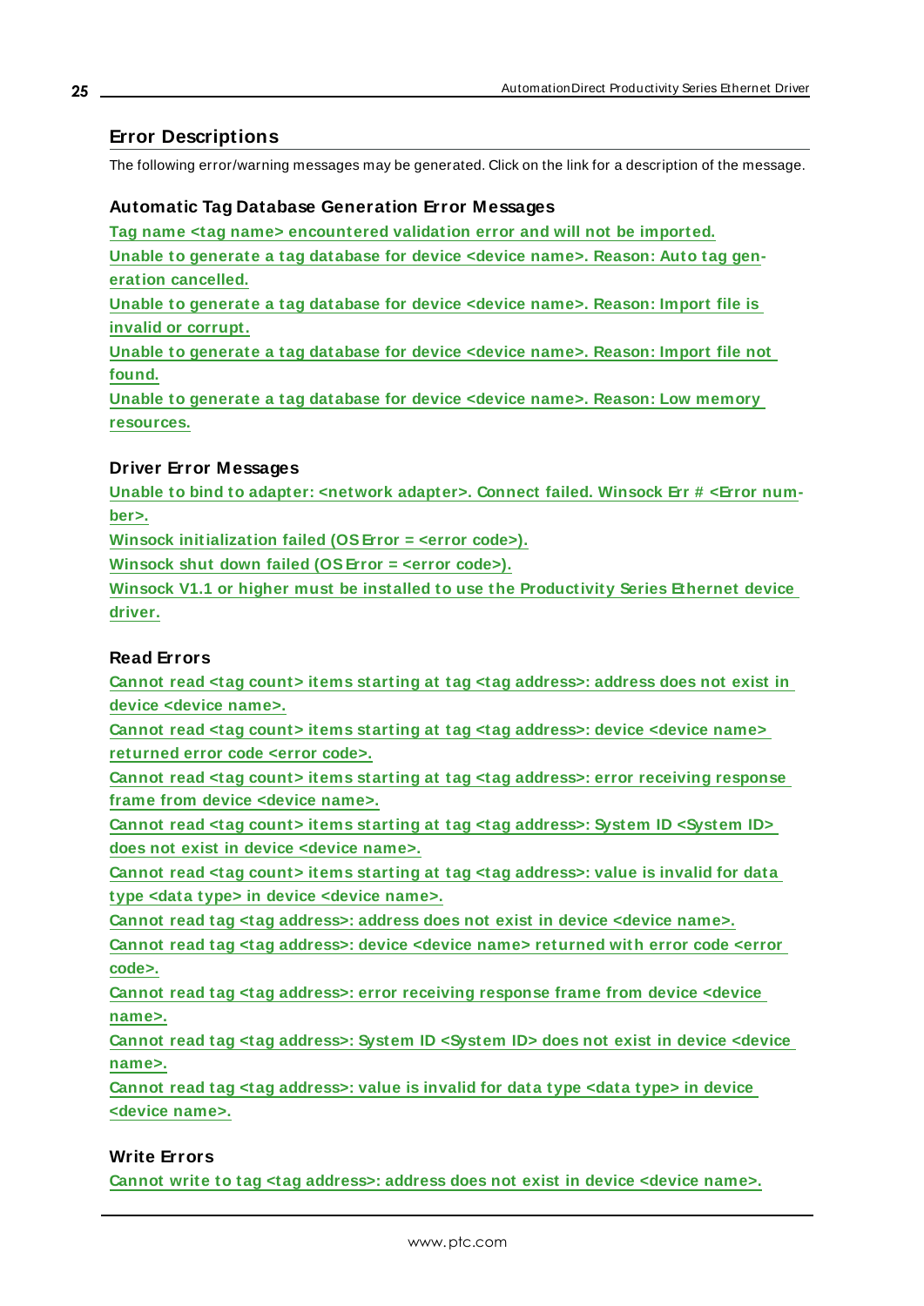## Error Descriptions

The following error/warning messages may be generated. Click on the link for a description of the message.

### Automatic Tag Database Generation Error Messages

Tag name <tag name> encountered validation error and will not be imported.

Unable to generate a tag database for device <device name>. Reason: Auto tag generation cancelled.

Unable to generate a tag database for device <device name>. Reason: Import file is invalid or corrupt.

Unable to generate a tag database for device <device name>. Reason: Import file not found.

Unable to generate a tag database for device <device name>. Reason: Low memory resources.

### Driver Error Messages

Unable to bind to adapter: <network adapter>. Connect failed. Winsock Err # <Error number>.

Winsock initialization failed (OS Error = <error code>).

Winsock shut down failed (OS Error = <error code>).

Winsock V1.1 or higher must be installed to use the Productivity Series Ethernet device driver.

### Read Errors

Cannot read <tag count> items starting at tag <tag address>: address does not exist in device <device name>.

Cannot read <tag count> items starting at tag <tag address>: device <device name> returned error code <error code>.

Cannot read <tag count> items starting at tag <tag address>: error receiving response frame from device <device name>.

Cannot read <tag count> items starting at tag <tag address>: System ID <System ID> does not exist in device <device name>.

Cannot read <tag count> items starting at tag <tag address>: value is invalid for data type <data type> in device <device name>.

Cannot read tag <tag address>: address does not exist in device <device name>.

Cannot read tag <tag address>: device <device name> returned with error code <error code>.

Cannot read tag <tag address>: error receiving response frame from device <device name>.

Cannot read tag <tag address>: System ID <System ID> does not exist in device <device name>.

Cannot read tag <tag address>: value is invalid for data type <data type> in device <device name>.

### Write Errors

Cannot write to tag <tag address>: address does not exist in device <device name>.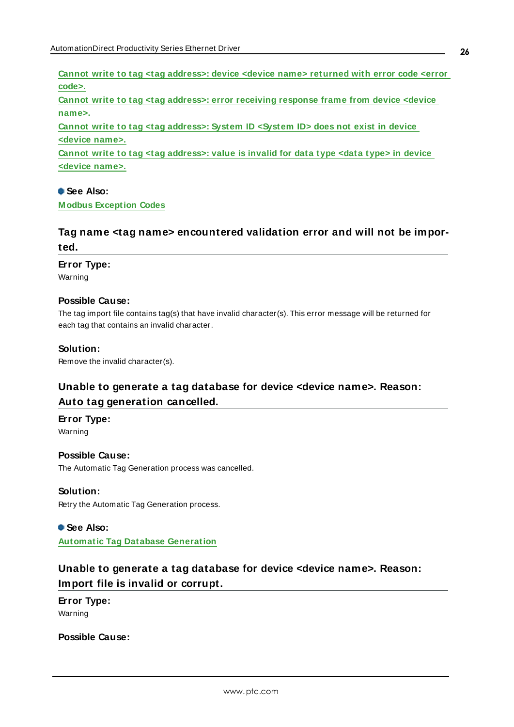[Cannot write to tag <tag address>: device <device name> returned with error code <error code>.]

[Cannot write to tag <tag address>: error receiving response frame from device <device name>.]

[Cannot write to tag <tag address>: System ID <System ID> does not exist in device <device name>.]

[Cannot write to tag <tag address>: value is invalid for data type <data type> in device <device name>.]

**See Also:**
[Modbus Exception Codes]

## Tag name <tag name> encountered validation error and will not be imported.

**Error Type:**
Warning

**Possible Cause:**
The tag import file contains tag(s) that have invalid character(s). This error message will be returned for each tag that contains an invalid character.

**Solution:**
Remove the invalid character(s).

## Unable to generate a tag database for device <device name>. Reason: Auto tag generation cancelled.

**Error Type:**
Warning

**Possible Cause:**
The Automatic Tag Generation process was cancelled.

**Solution:**
Retry the Automatic Tag Generation process.

**See Also:**
[Automatic Tag Database Generation]

## Unable to generate a tag database for device <device name>. Reason: Import file is invalid or corrupt.

**Error Type:**
Warning

**Possible Cause:**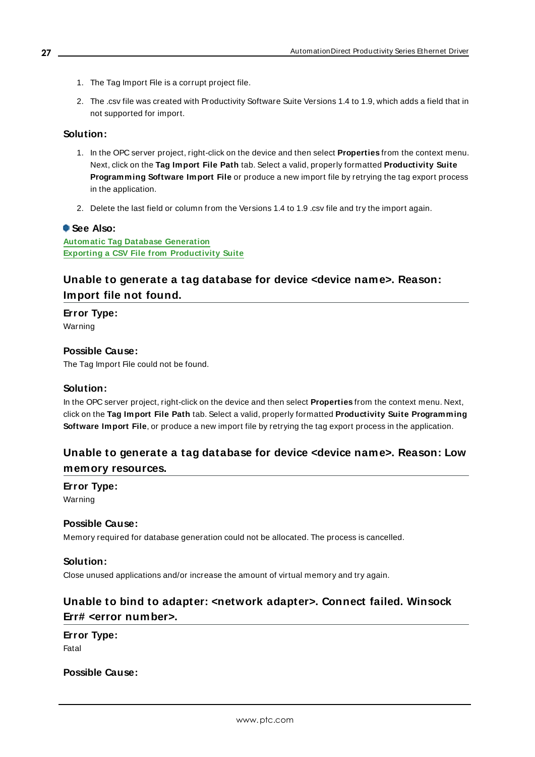1. The Tag Import File is a corrupt project file.
2. The .csv file was created with Productivity Software Suite Versions 1.4 to 1.9, which adds a field that in not supported for import.

### Solution:

1. In the OPC server project, right-click on the device and then select **Properties** from the context menu. Next, click on the **Tag Import File Path** tab. Select a valid, properly formatted **Productivity Suite Programming Software Import File** or produce a new import file by retrying the tag export process in the application.
2. Delete the last field or column from the Versions 1.4 to 1.9 .csv file and try the import again.

**See Also:**
Automatic Tag Database Generation
Exporting a CSV File from Productivity Suite

## Unable to generate a tag database for device <device name>. Reason: Import file not found.

### Error Type:
Warning

### Possible Cause:
The Tag Import File could not be found.

### Solution:
In the OPC server project, right-click on the device and then select **Properties** from the context menu. Next, click on the **Tag Import File Path** tab. Select a valid, properly formatted **Productivity Suite Programming Software Import File**, or produce a new import file by retrying the tag export process in the application.

## Unable to generate a tag database for device <device name>. Reason: Low memory resources.

### Error Type:
Warning

### Possible Cause:
Memory required for database generation could not be allocated. The process is cancelled.

### Solution:
Close unused applications and/or increase the amount of virtual memory and try again.

## Unable to bind to adapter: <network adapter>. Connect failed. Winsock Err# <error number>.

### Error Type:
Fatal

### Possible Cause: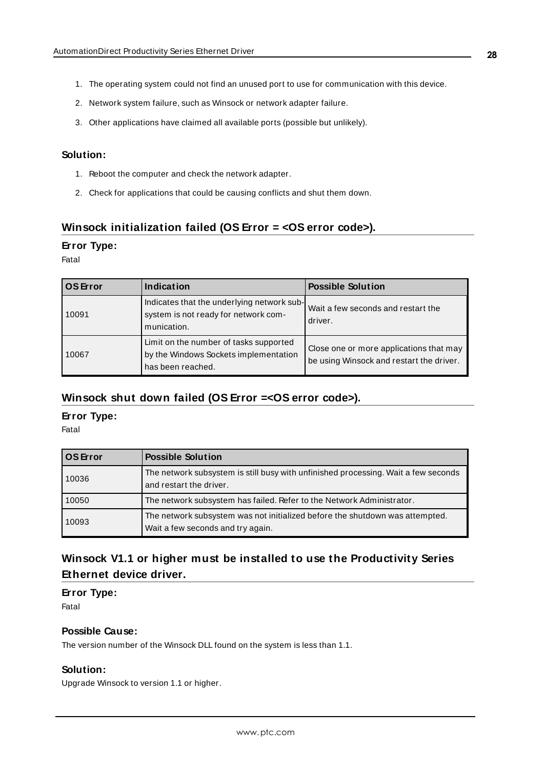1. The operating system could not find an unused port to use for communication with this device.
2. Network system failure, such as Winsock or network adapter failure.
3. Other applications have claimed all available ports (possible but unlikely).

### Solution:

1. Reboot the computer and check the network adapter.
2. Check for applications that could be causing conflicts and shut them down.

## Winsock initialization failed (OS Error = <OS error code>).

### Error Type:

Fatal

| OS Error | Indication | Possible Solution |
|---|---|---|
| 10091 | Indicates that the underlying network subsystem is not ready for network communication. | Wait a few seconds and restart the driver. |
| 10067 | Limit on the number of tasks supported by the Windows Sockets implementation has been reached. | Close one or more applications that may be using Winsock and restart the driver. |

## Winsock shut down failed (OS Error =<OS error code>).

### Error Type:

Fatal

| OS Error | Possible Solution |
|---|---|
| 10036 | The network subsystem is still busy with unfinished processing. Wait a few seconds and restart the driver. |
| 10050 | The network subsystem has failed. Refer to the Network Administrator. |
| 10093 | The network subsystem was not initialized before the shutdown was attempted. Wait a few seconds and try again. |

## Winsock V1.1 or higher must be installed to use the Productivity Series Ethernet device driver.

### Error Type:

Fatal

### Possible Cause:

The version number of the Winsock DLL found on the system is less than 1.1.

### Solution:

Upgrade Winsock to version 1.1 or higher.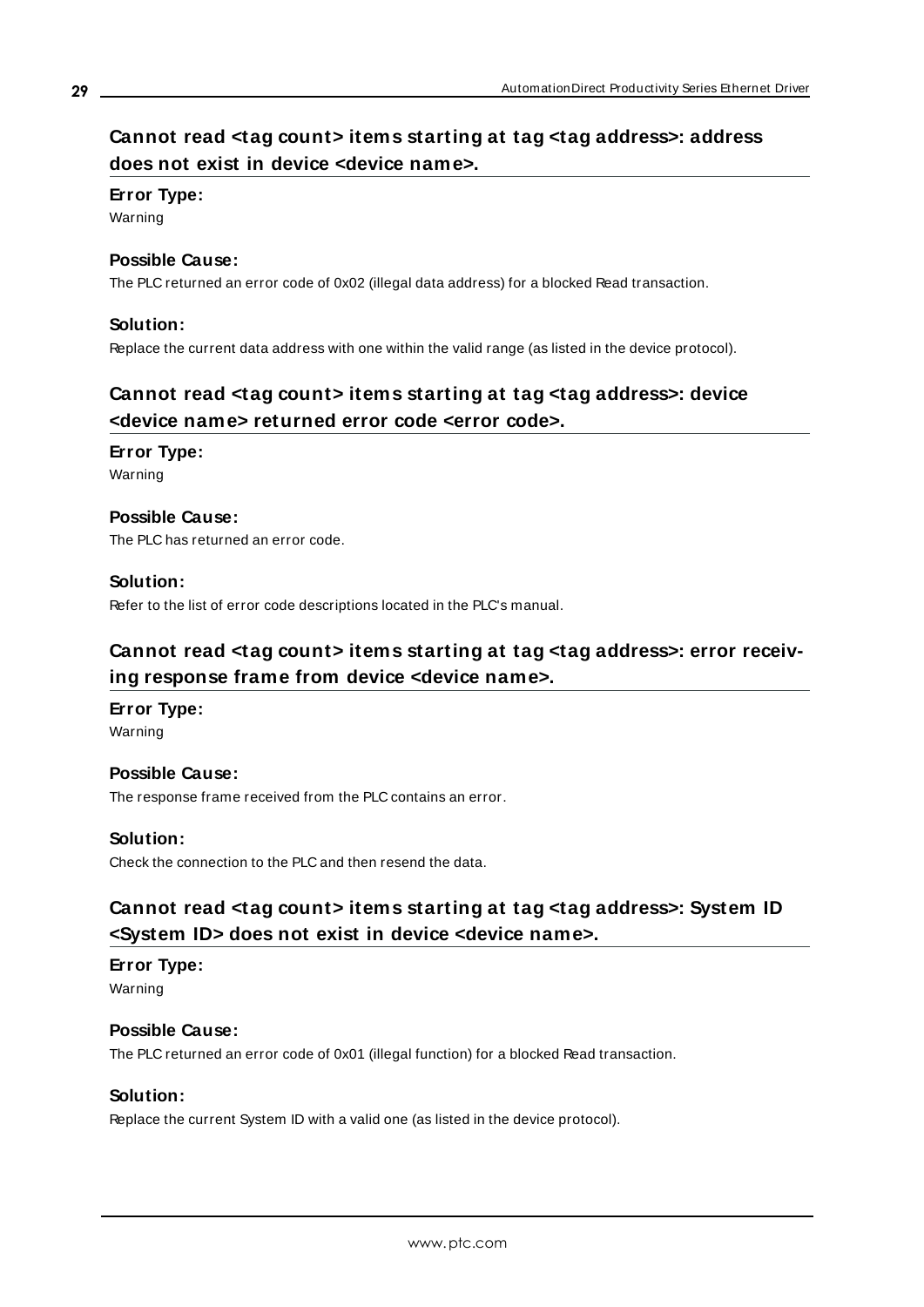## Cannot read <tag count> items starting at tag <tag address>: address does not exist in device <device name>.

**Error Type:**

Warning

**Possible Cause:**

The PLC returned an error code of 0x02 (illegal data address) for a blocked Read transaction.

**Solution:**

Replace the current data address with one within the valid range (as listed in the device protocol).

## Cannot read <tag count> items starting at tag <tag address>: device <device name> returned error code <error code>.

**Error Type:**

Warning

**Possible Cause:**

The PLC has returned an error code.

**Solution:**

Refer to the list of error code descriptions located in the PLC's manual.

## Cannot read <tag count> items starting at tag <tag address>: error receiving response frame from device <device name>.

**Error Type:**

Warning

**Possible Cause:**

The response frame received from the PLC contains an error.

**Solution:**

Check the connection to the PLC and then resend the data.

## Cannot read <tag count> items starting at tag <tag address>: System ID <System ID> does not exist in device <device name>.

**Error Type:**

Warning

**Possible Cause:**

The PLC returned an error code of 0x01 (illegal function) for a blocked Read transaction.

**Solution:**

Replace the current System ID with a valid one (as listed in the device protocol).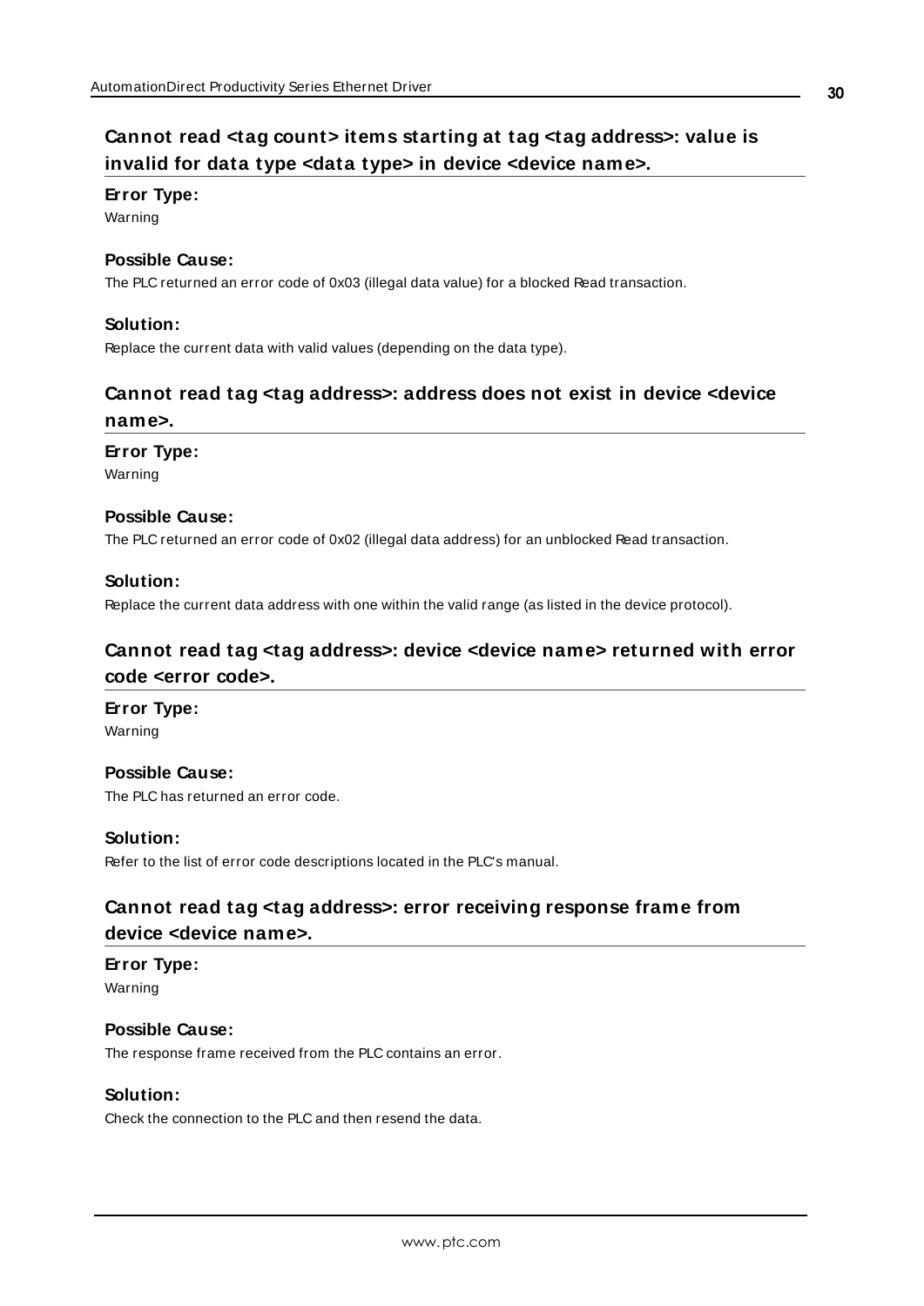### Cannot read <tag count> items starting at tag <tag address>: value is invalid for data type <data type> in device <device name>.

**Error Type:**
Warning

**Possible Cause:**
The PLC returned an error code of 0x03 (illegal data value) for a blocked Read transaction.

**Solution:**
Replace the current data with valid values (depending on the data type).

### Cannot read tag <tag address>: address does not exist in device <device name>.

**Error Type:**
Warning

**Possible Cause:**
The PLC returned an error code of 0x02 (illegal data address) for an unblocked Read transaction.

**Solution:**
Replace the current data address with one within the valid range (as listed in the device protocol).

### Cannot read tag <tag address>: device <device name> returned with error code <error code>.

**Error Type:**
Warning

**Possible Cause:**
The PLC has returned an error code.

**Solution:**
Refer to the list of error code descriptions located in the PLC's manual.

### Cannot read tag <tag address>: error receiving response frame from device <device name>.

**Error Type:**
Warning

**Possible Cause:**
The response frame received from the PLC contains an error.

**Solution:**
Check the connection to the PLC and then resend the data.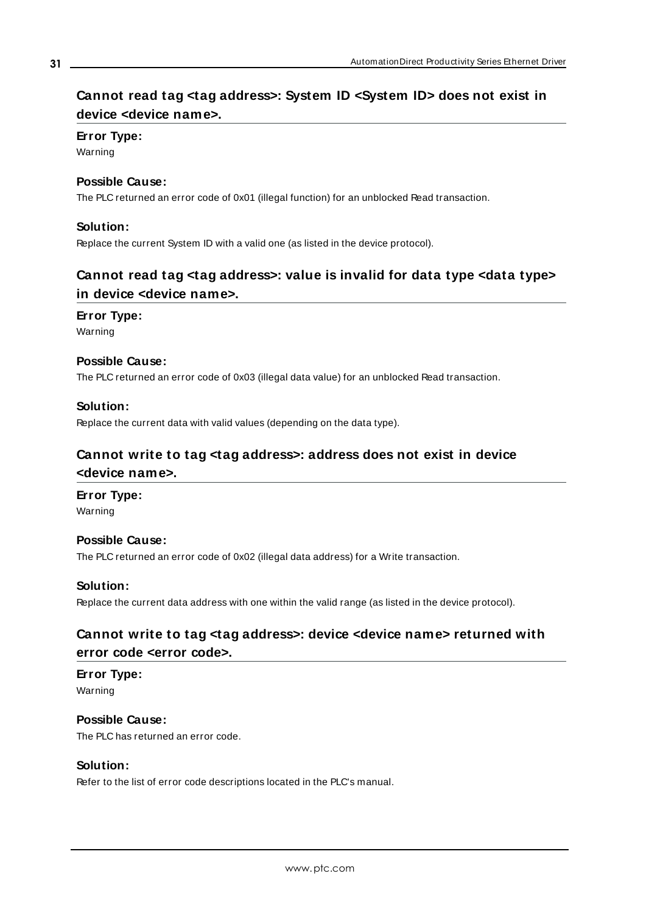## Cannot read tag <tag address>: System ID <System ID> does not exist in device <device name>.

### Error Type:

Warning

### Possible Cause:

The PLC returned an error code of 0x01 (illegal function) for an unblocked Read transaction.

### Solution:

Replace the current System ID with a valid one (as listed in the device protocol).

## Cannot read tag <tag address>: value is invalid for data type <data type> in device <device name>.

### Error Type:

Warning

### Possible Cause:

The PLC returned an error code of 0x03 (illegal data value) for an unblocked Read transaction.

### Solution:

Replace the current data with valid values (depending on the data type).

## Cannot write to tag <tag address>: address does not exist in device <device name>.

### Error Type:

Warning

### Possible Cause:

The PLC returned an error code of 0x02 (illegal data address) for a Write transaction.

### Solution:

Replace the current data address with one within the valid range (as listed in the device protocol).

## Cannot write to tag <tag address>: device <device name> returned with error code <error code>.

### Error Type:

Warning

### Possible Cause:

The PLC has returned an error code.

### Solution:

Refer to the list of error code descriptions located in the PLC's manual.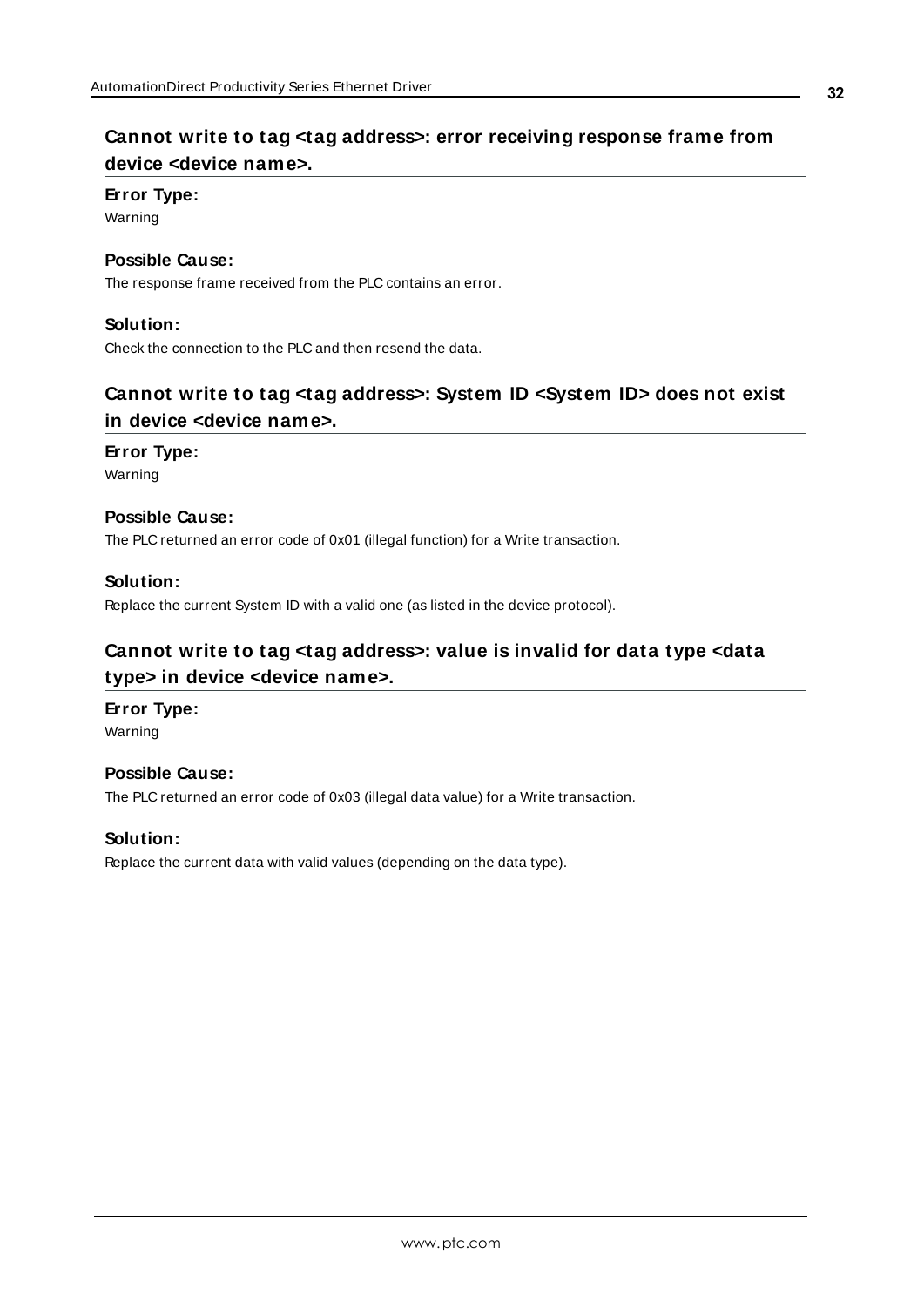## Cannot write to tag <tag address>: error receiving response frame from device <device name>.

**Error Type:**

Warning

**Possible Cause:**

The response frame received from the PLC contains an error.

**Solution:**

Check the connection to the PLC and then resend the data.

## Cannot write to tag <tag address>: System ID <System ID> does not exist in device <device name>.

**Error Type:**

Warning

**Possible Cause:**

The PLC returned an error code of 0x01 (illegal function) for a Write transaction.

**Solution:**

Replace the current System ID with a valid one (as listed in the device protocol).

## Cannot write to tag <tag address>: value is invalid for data type <data type> in device <device name>.

**Error Type:**

Warning

**Possible Cause:**

The PLC returned an error code of 0x03 (illegal data value) for a Write transaction.

**Solution:**

Replace the current data with valid values (depending on the data type).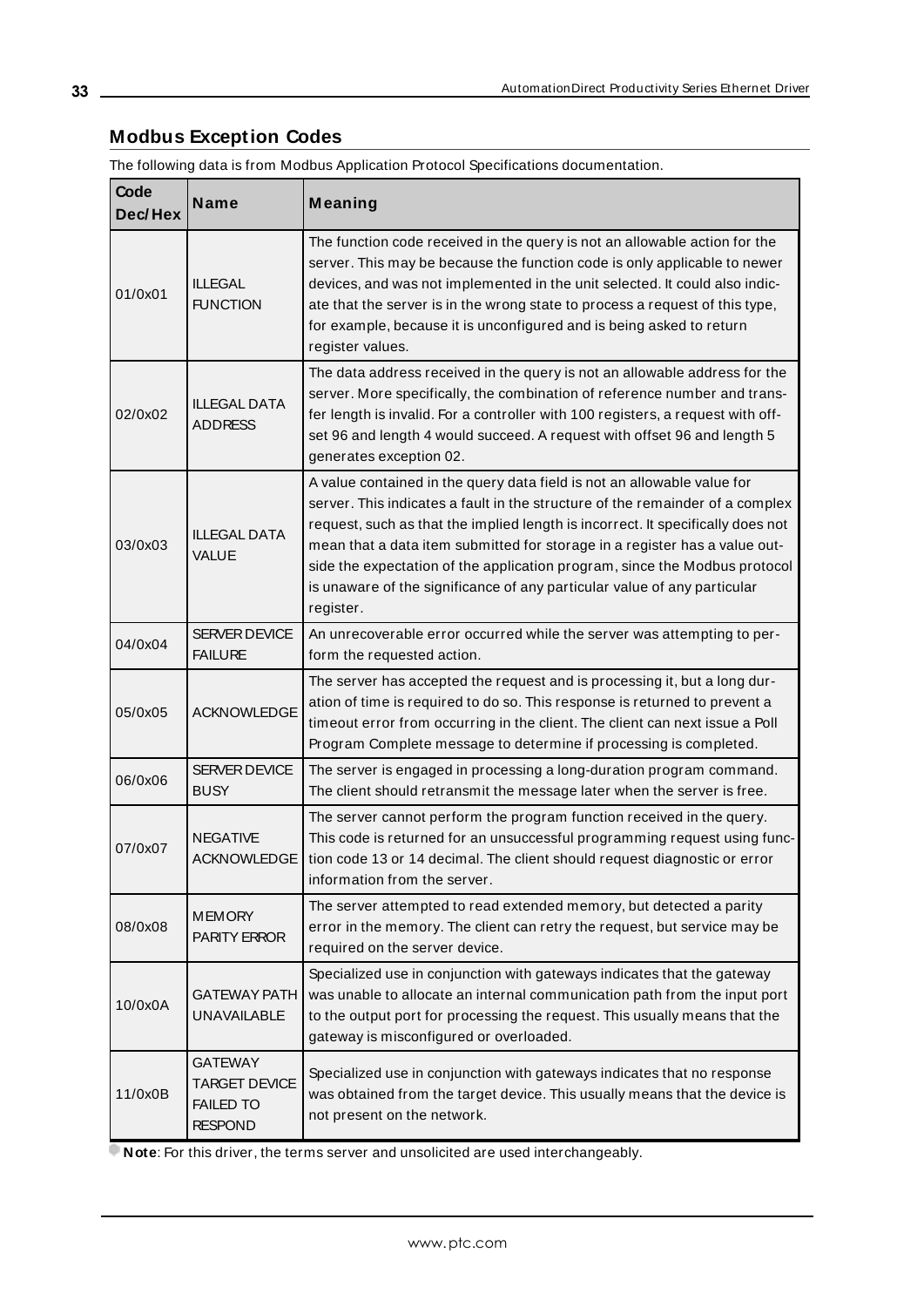## Modbus Exception Codes

The following data is from Modbus Application Protocol Specifications documentation.

| Code Dec/Hex | Name | Meaning |
|---|---|---|
| 01/0x01 | ILLEGAL FUNCTION | The function code received in the query is not an allowable action for the server. This may be because the function code is only applicable to newer devices, and was not implemented in the unit selected. It could also indicate that the server is in the wrong state to process a request of this type, for example, because it is unconfigured and is being asked to return register values. |
| 02/0x02 | ILLEGAL DATA ADDRESS | The data address received in the query is not an allowable address for the server. More specifically, the combination of reference number and transfer length is invalid. For a controller with 100 registers, a request with offset 96 and length 4 would succeed. A request with offset 96 and length 5 generates exception 02. |
| 03/0x03 | ILLEGAL DATA VALUE | A value contained in the query data field is not an allowable value for server. This indicates a fault in the structure of the remainder of a complex request, such as that the implied length is incorrect. It specifically does not mean that a data item submitted for storage in a register has a value outside the expectation of the application program, since the Modbus protocol is unaware of the significance of any particular value of any particular register. |
| 04/0x04 | SERVER DEVICE FAILURE | An unrecoverable error occurred while the server was attempting to perform the requested action. |
| 05/0x05 | ACKNOWLEDGE | The server has accepted the request and is processing it, but a long duration of time is required to do so. This response is returned to prevent a timeout error from occurring in the client. The client can next issue a Poll Program Complete message to determine if processing is completed. |
| 06/0x06 | SERVER DEVICE BUSY | The server is engaged in processing a long-duration program command. The client should retransmit the message later when the server is free. |
| 07/0x07 | NEGATIVE ACKNOWLEDGE | The server cannot perform the program function received in the query. This code is returned for an unsuccessful programming request using function code 13 or 14 decimal. The client should request diagnostic or error information from the server. |
| 08/0x08 | MEMORY PARITY ERROR | The server attempted to read extended memory, but detected a parity error in the memory. The client can retry the request, but service may be required on the server device. |
| 10/0x0A | GATEWAY PATH UNAVAILABLE | Specialized use in conjunction with gateways indicates that the gateway was unable to allocate an internal communication path from the input port to the output port for processing the request. This usually means that the gateway is misconfigured or overloaded. |
| 11/0x0B | GATEWAY TARGET DEVICE FAILED TO RESPOND | Specialized use in conjunction with gateways indicates that no response was obtained from the target device. This usually means that the device is not present on the network. |

**Note**: For this driver, the terms server and unsolicited are used interchangeably.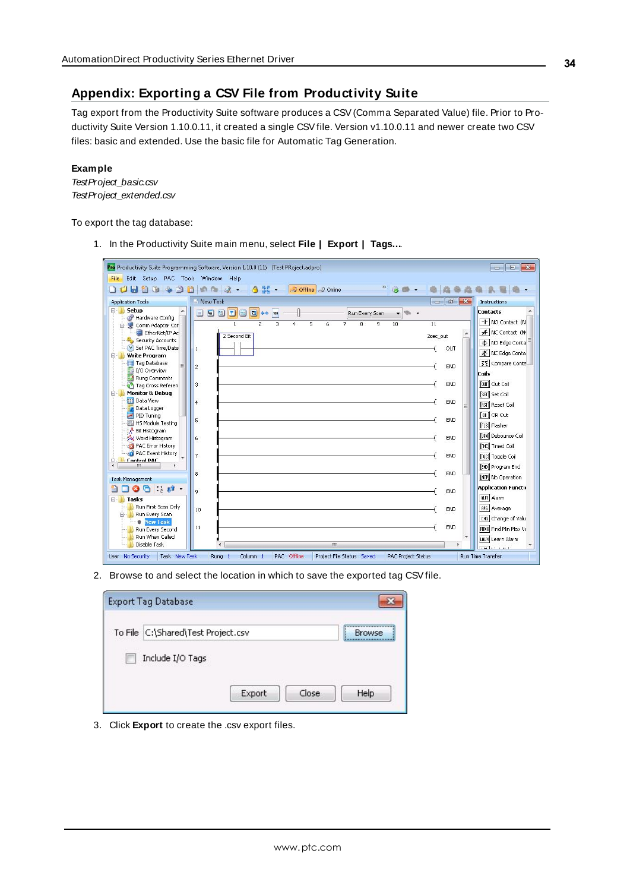## Appendix: Exporting a CSV File from Productivity Suite

Tag export from the Productivity Suite software produces a CSV (Comma Separated Value) file. Prior to Productivity Suite Version 1.10.0.11, it created a single CSV file. Version v1.10.0.11 and newer create two CSV files: basic and extended. Use the basic file for Automatic Tag Generation.

**Example**

*TestProject_basic.csv*
*TestProject_extended.csv*

To export the tag database:

1. In the Productivity Suite main menu, select **File | Export | Tags...**.

2. Browse to and select the location in which to save the exported tag CSV file.

3. Click **Export** to create the .csv export files.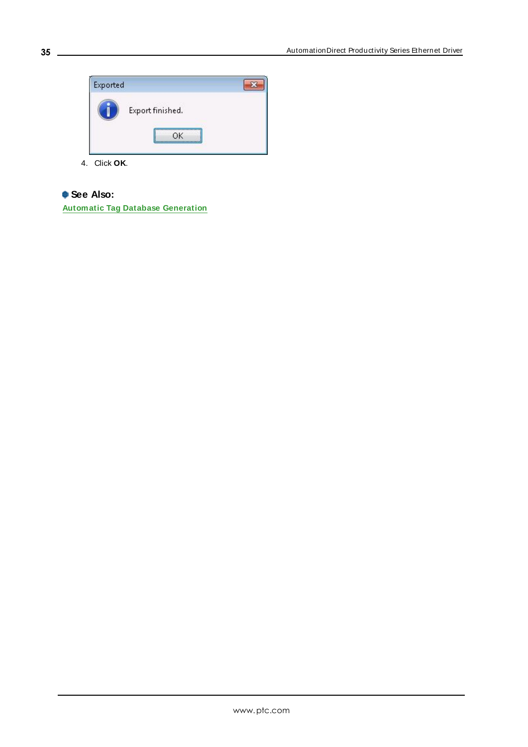4. Click **OK**.

**See Also:**

Automatic Tag Database Generation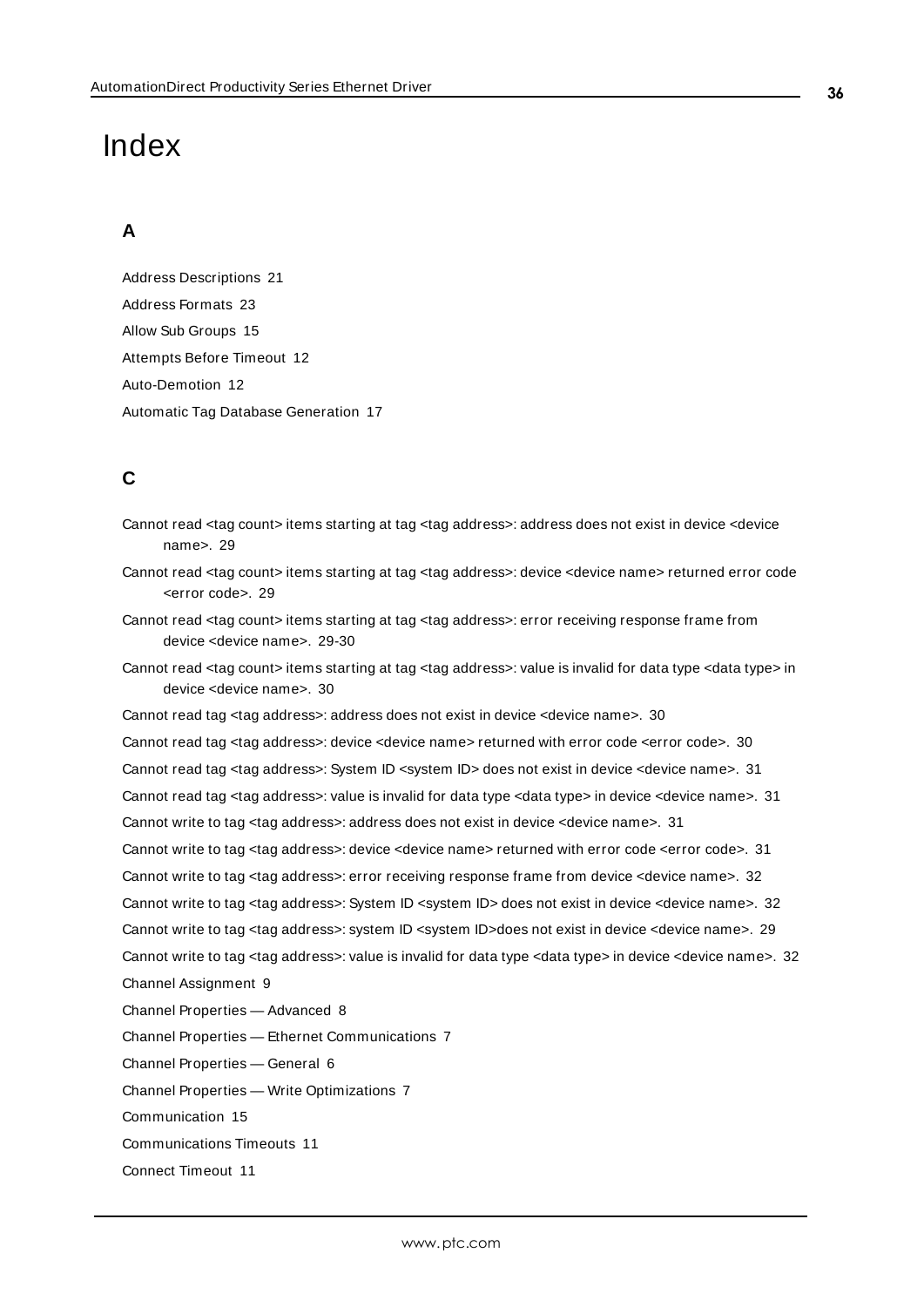# Index

## A

Address Descriptions 21

Address Formats 23

Allow Sub Groups 15

Attempts Before Timeout 12

Auto-Demotion 12

Automatic Tag Database Generation 17

## C

Cannot read <tag count> items starting at tag <tag address>: address does not exist in device <device name>. 29

Cannot read <tag count> items starting at tag <tag address>: device <device name> returned error code <error code>. 29

Cannot read <tag count> items starting at tag <tag address>: error receiving response frame from device <device name>. 29-30

Cannot read <tag count> items starting at tag <tag address>: value is invalid for data type <data type> in device <device name>. 30

Cannot read tag <tag address>: address does not exist in device <device name>. 30

Cannot read tag <tag address>: device <device name> returned with error code <error code>. 30

Cannot read tag <tag address>: System ID <system ID> does not exist in device <device name>. 31

Cannot read tag <tag address>: value is invalid for data type <data type> in device <device name>. 31

Cannot write to tag <tag address>: address does not exist in device <device name>. 31

Cannot write to tag <tag address>: device <device name> returned with error code <error code>. 31

Cannot write to tag <tag address>: error receiving response frame from device <device name>. 32

Cannot write to tag <tag address>: System ID <system ID> does not exist in device <device name>. 32

Cannot write to tag <tag address>: system ID <system ID>does not exist in device <device name>. 29

Cannot write to tag <tag address>: value is invalid for data type <data type> in device <device name>. 32

Channel Assignment 9

Channel Properties — Advanced 8

Channel Properties — Ethernet Communications 7

Channel Properties — General 6

Channel Properties — Write Optimizations 7

Communication 15

Communications Timeouts 11

Connect Timeout 11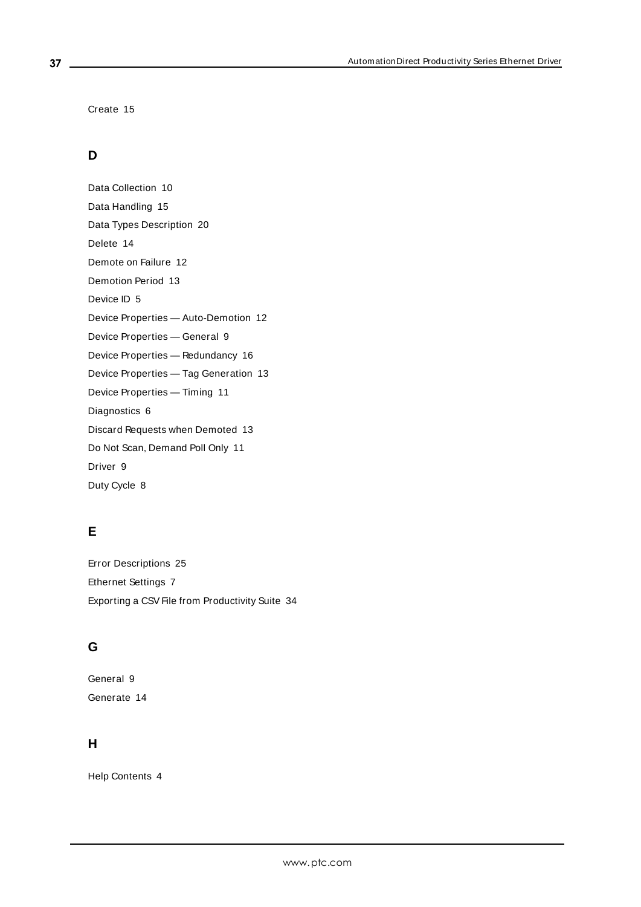Create 15

## D

Data Collection 10

Data Handling 15

Data Types Description 20

Delete 14

Demote on Failure 12

Demotion Period 13

Device ID 5

Device Properties — Auto-Demotion 12

Device Properties — General 9

Device Properties — Redundancy 16

Device Properties — Tag Generation 13

Device Properties — Timing 11

Diagnostics 6

Discard Requests when Demoted 13

Do Not Scan, Demand Poll Only 11

Driver 9

Duty Cycle 8

## E

Error Descriptions 25

Ethernet Settings 7

Exporting a CSV File from Productivity Suite 34

## G

General 9

Generate 14

## H

Help Contents 4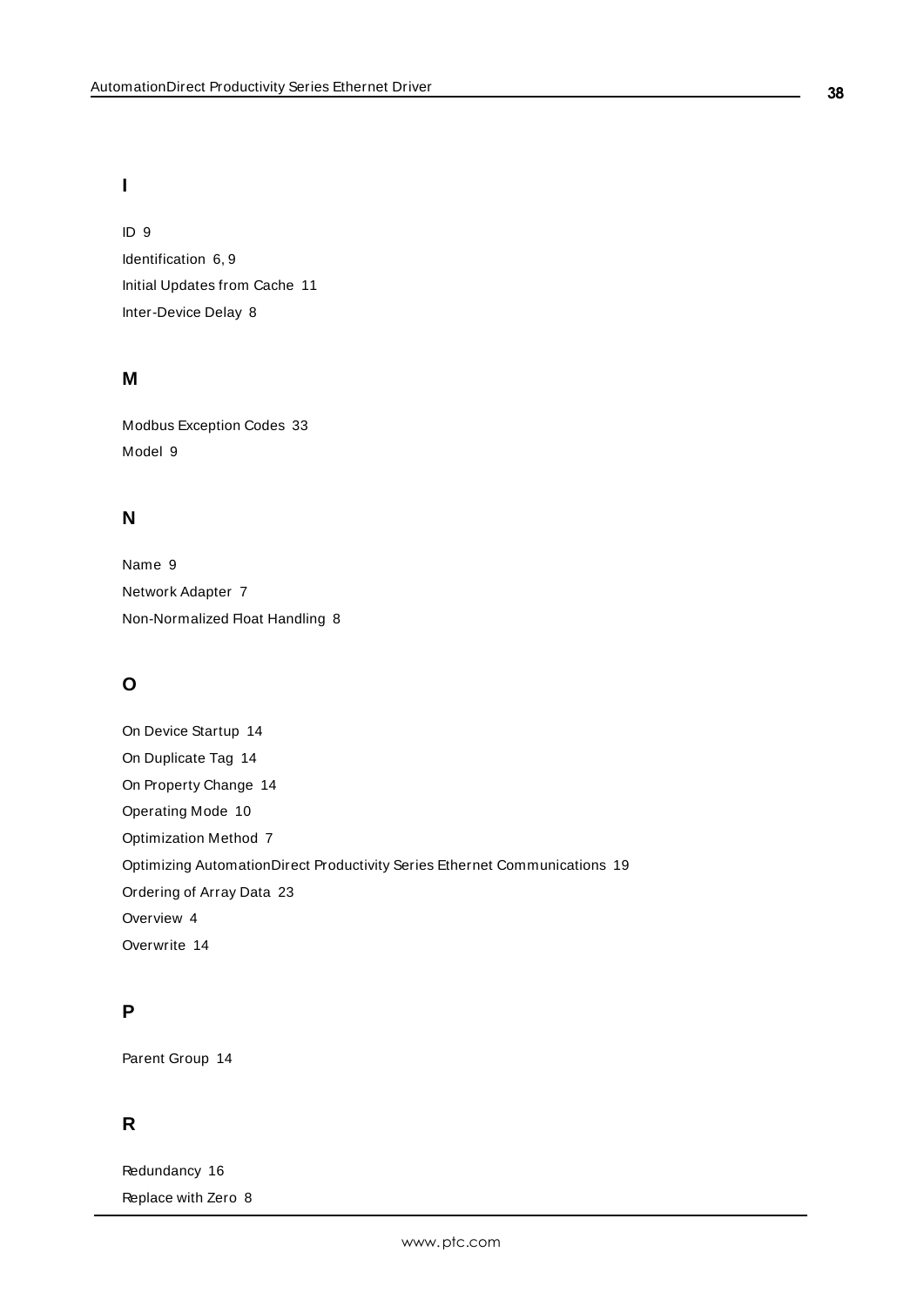## I

ID 9

Identification 6, 9

Initial Updates from Cache 11

Inter-Device Delay 8

## M

Modbus Exception Codes 33

Model 9

## N

Name 9

Network Adapter 7

Non-Normalized Float Handling 8

## O

On Device Startup 14

On Duplicate Tag 14

On Property Change 14

Operating Mode 10

Optimization Method 7

Optimizing AutomationDirect Productivity Series Ethernet Communications 19

Ordering of Array Data 23

Overview 4

Overwrite 14

## P

Parent Group 14

## R

Redundancy 16

Replace with Zero 8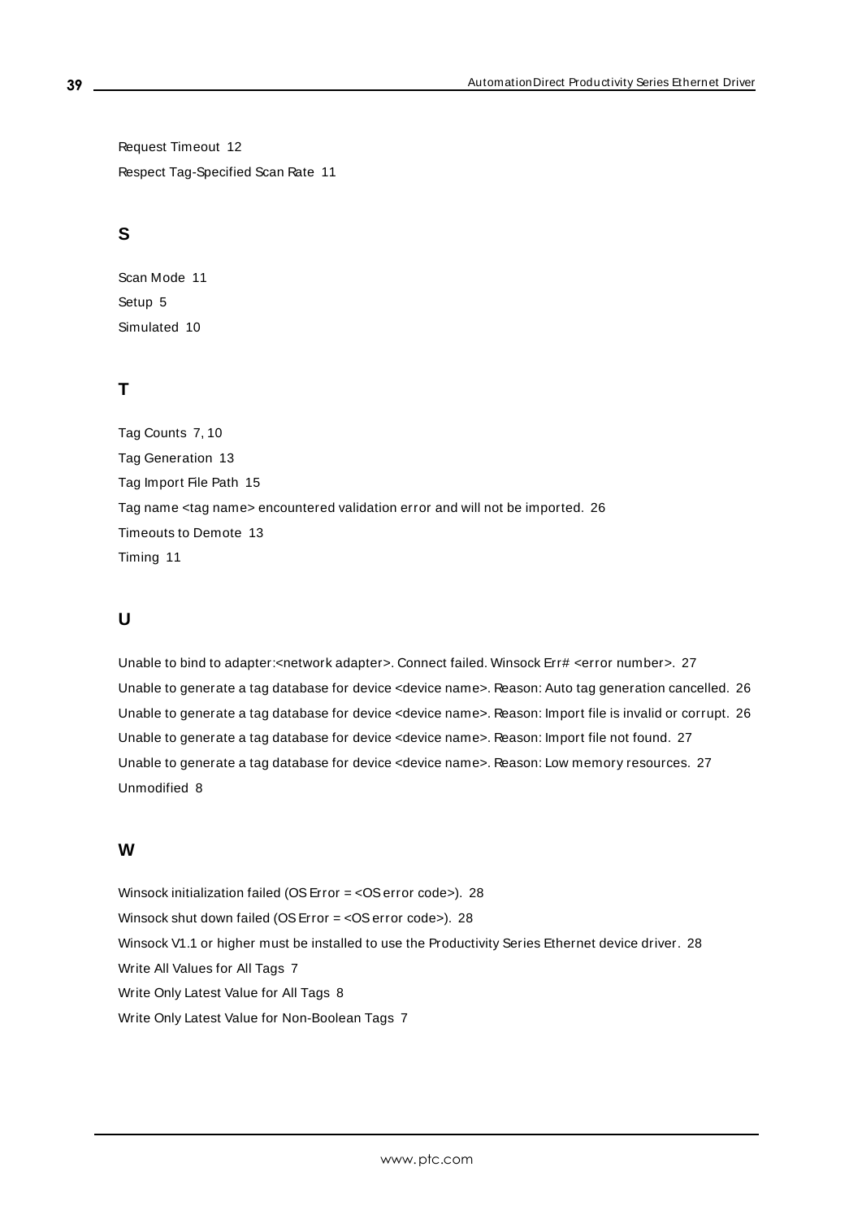Request Timeout 12

Respect Tag-Specified Scan Rate 11

## S

Scan Mode 11

Setup 5

Simulated 10

## T

Tag Counts 7, 10

Tag Generation 13

Tag Import File Path 15

Tag name <tag name> encountered validation error and will not be imported. 26

Timeouts to Demote 13

Timing 11

## U

Unable to bind to adapter:<network adapter>. Connect failed. Winsock Err# <error number>. 27

Unable to generate a tag database for device <device name>. Reason: Auto tag generation cancelled. 26

Unable to generate a tag database for device <device name>. Reason: Import file is invalid or corrupt. 26

Unable to generate a tag database for device <device name>. Reason: Import file not found. 27

Unable to generate a tag database for device <device name>. Reason: Low memory resources. 27

Unmodified 8

## W

Winsock initialization failed (OS Error = <OS error code>). 28

Winsock shut down failed (OS Error = <OS error code>). 28

Winsock V1.1 or higher must be installed to use the Productivity Series Ethernet device driver. 28

Write All Values for All Tags 7

Write Only Latest Value for All Tags 8

Write Only Latest Value for Non-Boolean Tags 7